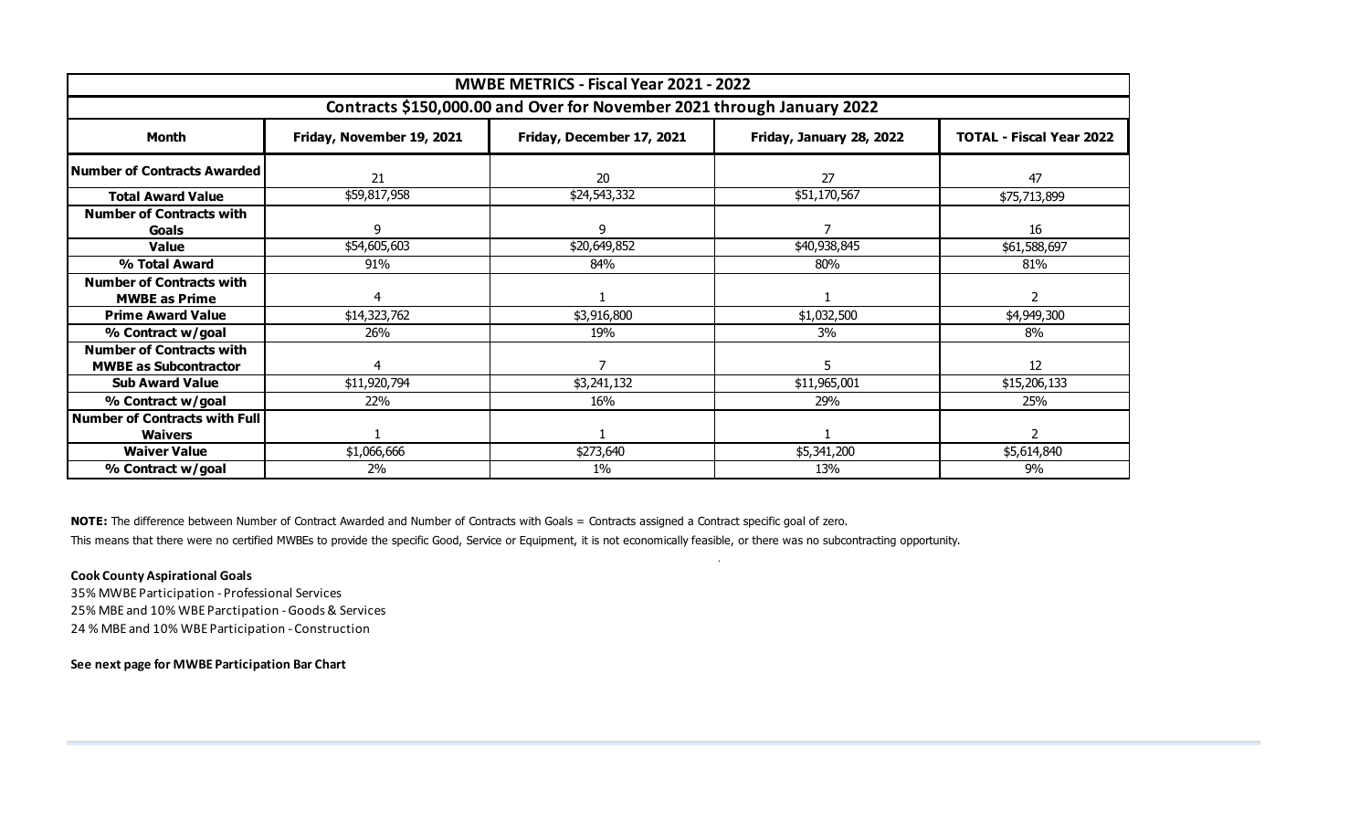| MWBE METRICS - Fiscal Year 2021 - 2022 | | | | |
|---|---|---|---|---|
| Contracts $150,000.00 and Over for November 2021 through January 2022 | | | | |
| **Month** | **Friday, November 19, 2021** | **Friday, December 17, 2021** | **Friday, January 28, 2022** | **TOTAL - Fiscal Year 2022** |
| **Number of Contracts Awarded** | 21 | 20 | 27 | 47 |
| **Total Award Value** | $59,817,958 | $24,543,332 | $51,170,567 | $75,713,899 |
| **Number of Contracts with Goals** | 9 | 9 | 7 | 16 |
| **Value** | $54,605,603 | $20,649,852 | $40,938,845 | $61,588,697 |
| **% Total Award** | 91% | 84% | 80% | 81% |
| **Number of Contracts with MWBE as Prime** | 4 | 1 | 1 | 2 |
| **Prime Award Value** | $14,323,762 | $3,916,800 | $1,032,500 | $4,949,300 |
| **% Contract w/goal** | 26% | 19% | 3% | 8% |
| **Number of Contracts with MWBE as Subcontractor** | 4 | 7 | 5 | 12 |
| **Sub Award Value** | $11,920,794 | $3,241,132 | $11,965,001 | $15,206,133 |
| **% Contract w/goal** | 22% | 16% | 29% | 25% |
| **Number of Contracts with Full Waivers** | 1 | 1 | 1 | 2 |
| **Waiver Value** | $1,066,666 | $273,640 | $5,341,200 | $5,614,840 |
| **% Contract w/goal** | 2% | 1% | 13% | 9% |

**NOTE:** The difference between Number of Contract Awarded and Number of Contracts with Goals = Contracts assigned a Contract specific goal of zero.

This means that there were no certified MWBEs to provide the specific Good, Service or Equipment, it is not economically feasible, or there was no subcontracting opportunity.

**Cook County Aspirational Goals**

35% MWBE Participation - Professional Services

25% MBE and 10% WBE Parctipation - Goods & Services

24 % MBE and 10% WBE Participation - Construction

**See next page for MWBE Participation Bar Chart**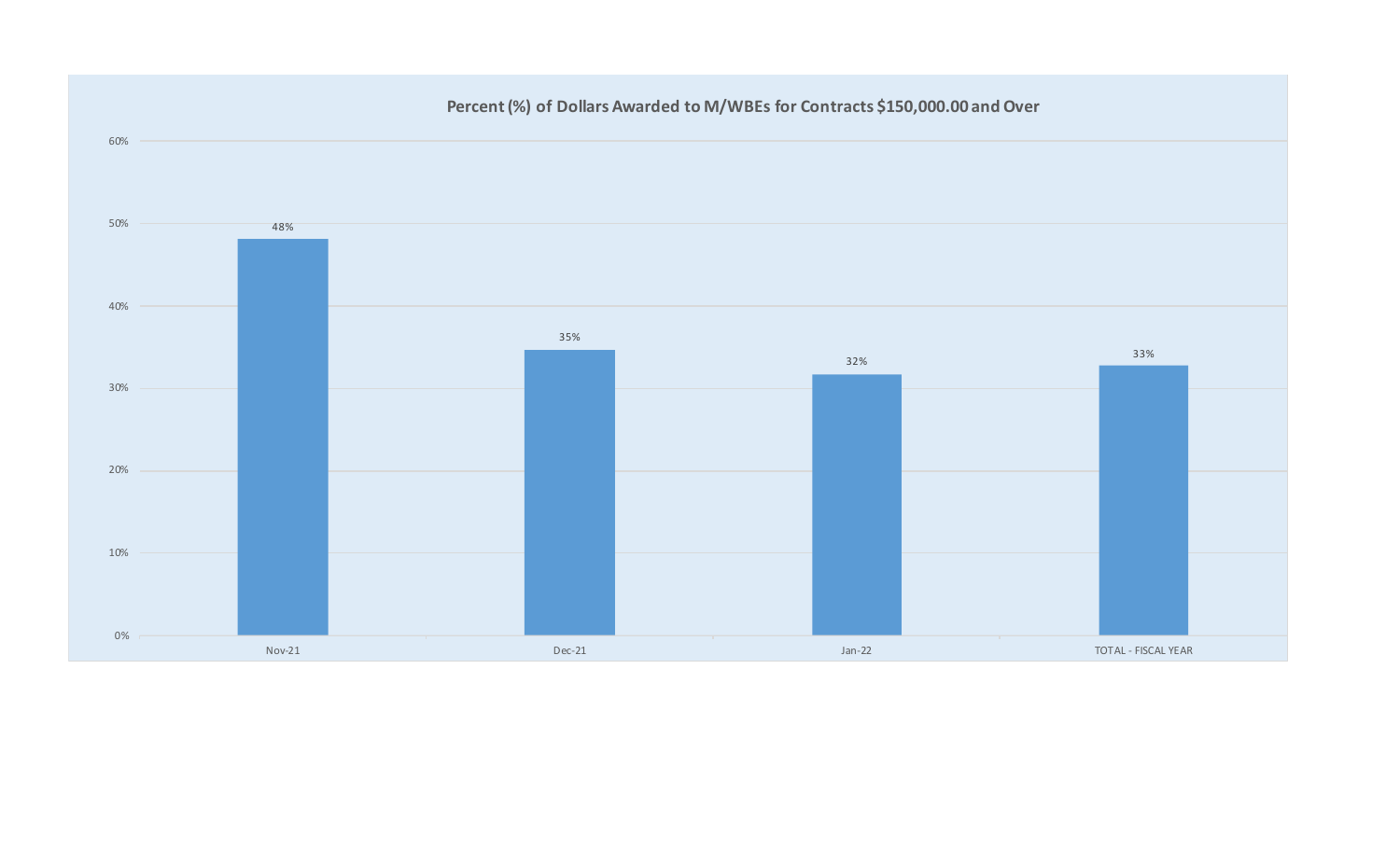## Percent (%) of Dollars Awarded to M/WBEs for Contracts $150,000.00 and Over

| Period | Percent |
| --- | --- |
| Nov-21 | 48% |
| Dec-21 | 35% |
| Jan-22 | 32% |
| TOTAL - FISCAL YEAR | 33% |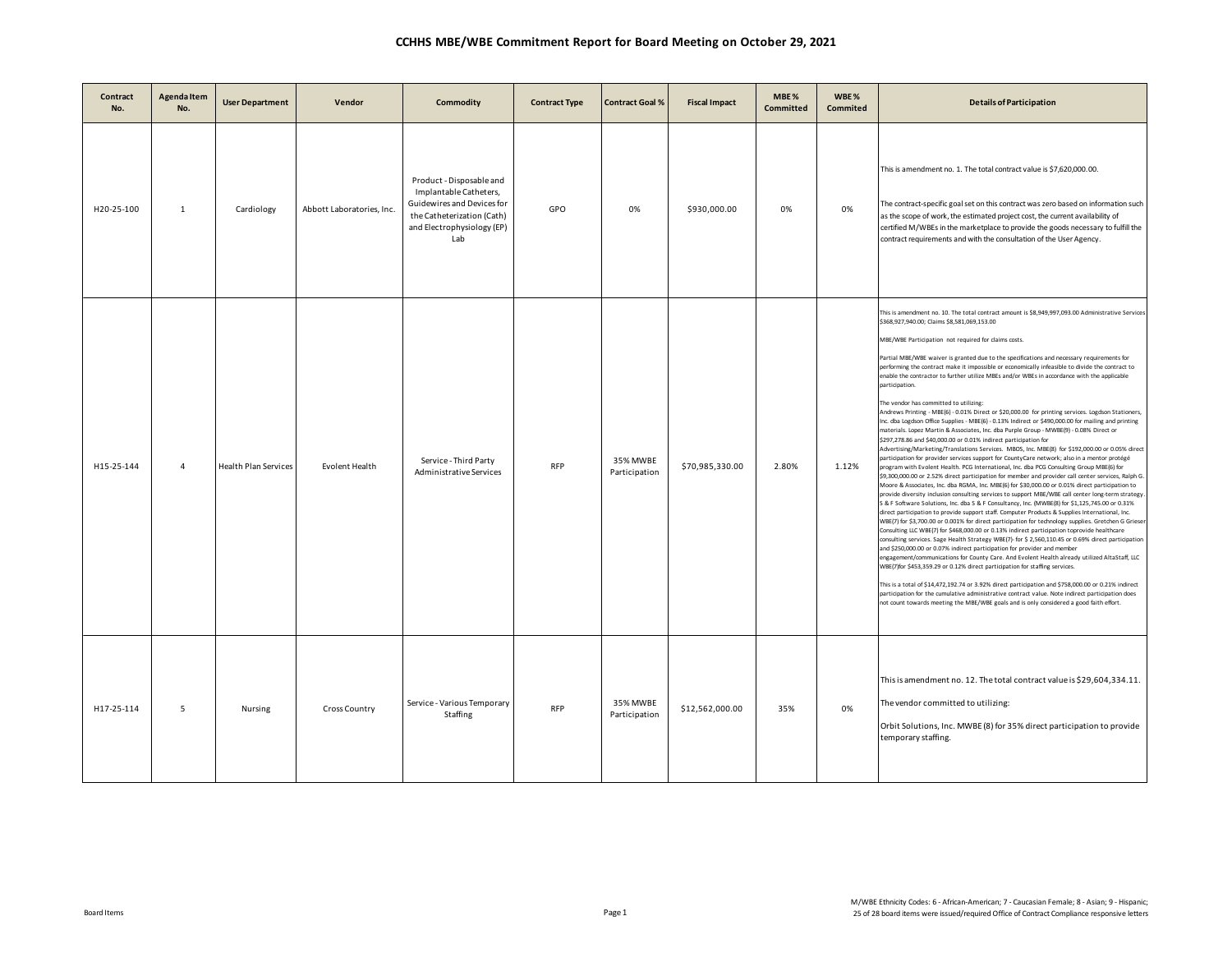# CCHHS MBE/WBE Commitment Report for Board Meeting on October 29, 2021

| Contract No. | Agenda Item No. | User Department | Vendor | Commodity | Contract Type | Contract Goal % | Fiscal Impact | MBE % Committed | WBE % Commited | Details of Participation |
|---|---|---|---|---|---|---|---|---|---|---|
| H20-25-100 | 1 | Cardiology | Abbott Laboratories, Inc. | Product - Disposable and Implantable Catheters, Guidewires and Devices for the Catheterization (Cath) and Electrophysiology (EP) Lab | GPO | 0% | $930,000.00 | 0% | 0% | This is amendment no. 1. The total contract value is $7,620,000.00.<br><br>The contract-specific goal set on this contract was zero based on information such as the scope of work, the estimated project cost, the current availability of certified M/WBEs in the marketplace to provide the goods necessary to fulfill the contract requirements and with the consultation of the User Agency. |
| H15-25-144 | 4 | Health Plan Services | Evolent Health | Service - Third Party Administrative Services | RFP | 35% MWBE Participation | $70,985,330.00 | 2.80% | 1.12% | This is amendment no. 10. The total contract amount is $8,949,997,093.00 Administrative Services $368,927,940.00; Claims $8,581,069,153.00<br><br>MBE/WBE Participation not required for claims costs.<br><br>Partial MBE/WBE waiver is granted due to the specifications and necessary requirements for performing the contract make it impossible or economically infeasible to divide the contract to enable the contractor to further utilize MBEs and/or WBEs in accordance with the applicable participation.<br><br>The vendor has committed to utilizing:<br>Andrews Printing - MBE(6) - 0.01% Direct or $20,000.00 for printing services. Logdson Stationers, Inc. dba Logdson Office Supplies - MBE(6) - 0.13% Indirect or $490,000.00 for mailing and printing materials. Lopez Martin & Associates, Inc. dba Purple Group - MWBE(9) - 0.08% Direct or $297,278.86 and $40,000.00 or 0.01% indirect participation for Advertising/Marketing/Translations Services. MBOS, Inc. MBE(8) for $192,000.00 or 0.05% direct participation for provider services support for CountyCare network; also in a mentor protégé program with Evolent Health. PCG International, Inc. dba PCG Consulting Group MBE(6) for $9,300,000.00 or 2.52% direct participation for member and provider call center services, Ralph G. Moore & Associates, Inc. dba RGMA, Inc. MBE(6) for $30,000.00 or 0.01% direct participation to provide diversity inclusion consulting services to support MBE/WBE call center long-term strategy. S & F Software Solutions, Inc. dba S & F Consultancy, Inc. (MWBE(8) for $1,125,745.00 or 0.31% direct participation to provide support staff. Computer Products & Supplies International, Inc. WBE(7) for $3,700.00 or 0.001% for direct participation for technology supplies. Gretchen G Grieser Consulting LLC WBE(7) for $468,000.00 or 0.13% indirect participation toprovide healthcare consulting services. Sage Health Strategy WBE(7)- for $ 2,560,110.45 or 0.69% direct participation and $250,000.00 or 0.07% indirect participation for provider and member engagement/communications for County Care. And Evolent Health already utilized AltaStaff, LLC WBE(7)for $453,359.29 or 0.12% direct participation for staffing services.<br><br>This is a total of $14,472,192.74 or 3.92% direct participation and $758,000.00 or 0.21% indirect participation for the cumulative administrative contract value. Note indirect participation does not count towards meeting the MBE/WBE goals and is only considered a good faith effort. |
| H17-25-114 | 5 | Nursing | Cross Country | Service - Various Temporary Staffing | RFP | 35% MWBE Participation | $12,562,000.00 | 35% | 0% | This is amendment no. 12. The total contract value is $29,604,334.11.<br><br>The vendor committed to utilizing:<br><br>Orbit Solutions, Inc. MWBE (8) for 35% direct participation to provide temporary staffing. |

Board Items

M/WBE Ethnicity Codes: 6 - African-American; 7 - Caucasian Female; 8 - Asian; 9 - Hispanic;
25 of 28 board items were issued/required Office of Contract Compliance responsive letters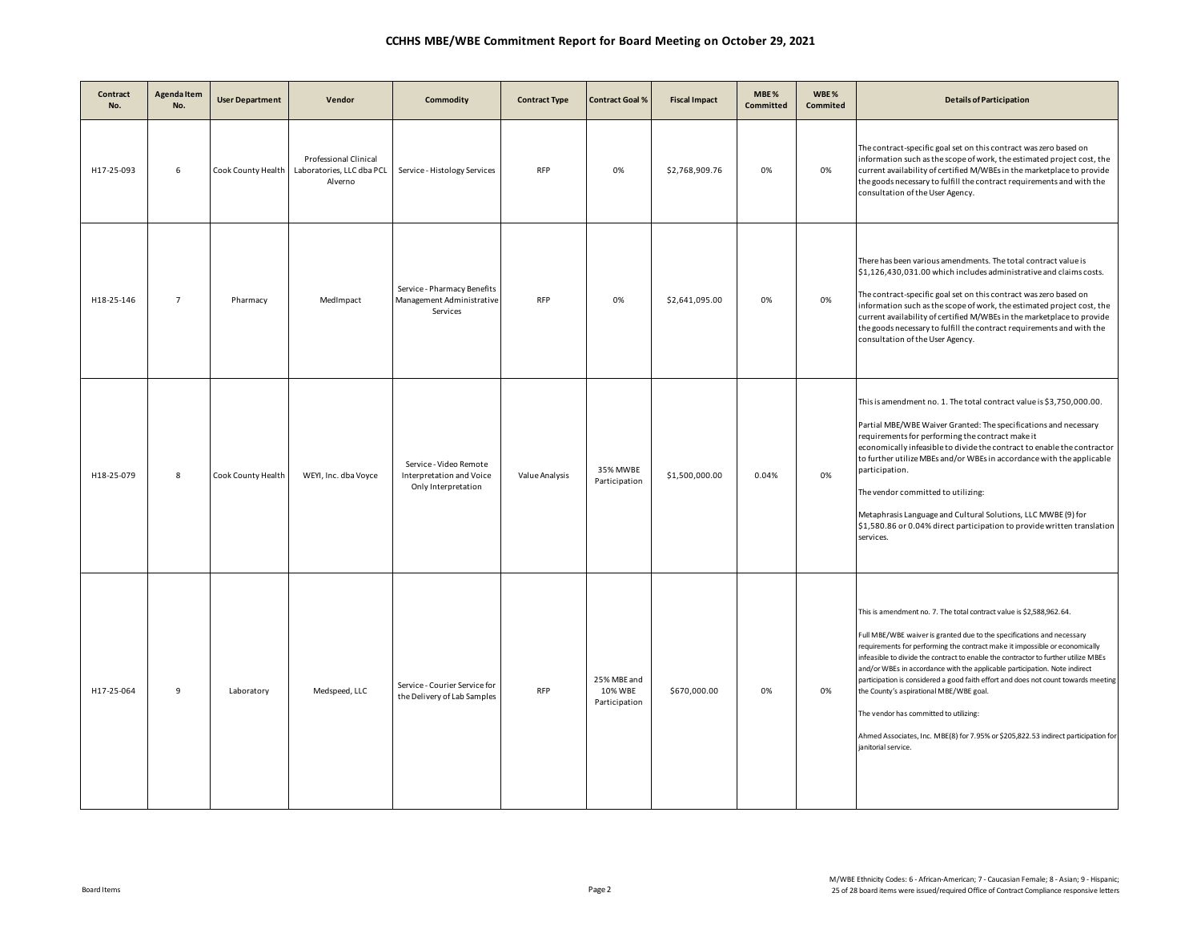# CCHHS MBE/WBE Commitment Report for Board Meeting on October 29, 2021

| Contract No. | Agenda Item No. | User Department | Vendor | Commodity | Contract Type | Contract Goal % | Fiscal Impact | MBE % Committed | WBE % Commited | Details of Participation |
|---|---|---|---|---|---|---|---|---|---|---|
| H17-25-093 | 6 | Cook County Health | Professional Clinical Laboratories, LLC dba PCL Alverno | Service - Histology Services | RFP | 0% | $2,768,909.76 | 0% | 0% | The contract-specific goal set on this contract was zero based on information such as the scope of work, the estimated project cost, the current availability of certified M/WBEs in the marketplace to provide the goods necessary to fulfill the contract requirements and with the consultation of the User Agency. |
| H18-25-146 | 7 | Pharmacy | MedImpact | Service - Pharmacy Benefits Management Administrative Services | RFP | 0% | $2,641,095.00 | 0% | 0% | There has been various amendments. The total contract value is $1,126,430,031.00 which includes administrative and claims costs.<br><br>The contract-specific goal set on this contract was zero based on information such as the scope of work, the estimated project cost, the current availability of certified M/WBEs in the marketplace to provide the goods necessary to fulfill the contract requirements and with the consultation of the User Agency. |
| H18-25-079 | 8 | Cook County Health | WEYI, Inc. dba Voyce | Service - Video Remote Interpretation and Voice Only Interpretation | Value Analysis | 35% MWBE Participation | $1,500,000.00 | 0.04% | 0% | This is amendment no. 1. The total contract value is $3,750,000.00.<br><br>Partial MBE/WBE Waiver Granted: The specifications and necessary requirements for performing the contract make it economically infeasible to divide the contract to enable the contractor to further utilize MBEs and/or WBEs in accordance with the applicable participation.<br><br>The vendor committed to utilizing:<br><br>Metaphrasis Language and Cultural Solutions, LLC MWBE (9) for $1,580.86 or 0.04% direct participation to provide written translation services. |
| H17-25-064 | 9 | Laboratory | Medspeed, LLC | Service - Courier Service for the Delivery of Lab Samples | RFP | 25% MBE and 10% WBE Participation | $670,000.00 | 0% | 0% | This is amendment no. 7. The total contract value is $2,588,962.64.<br><br>Full MBE/WBE waiver is granted due to the specifications and necessary requirements for performing the contract make it impossible or economically infeasible to divide the contract to enable the contractor to further utilize MBEs and/or WBEs in accordance with the applicable participation. Note indirect participation is considered a good faith effort and does not count towards meeting the County's aspirational MBE/WBE goal.<br><br>The vendor has committed to utilizing:<br><br>Ahmed Associates, Inc. MBE(8) for 7.95% or $205,822.53 indirect participation for janitorial service. |

Board Items

M/WBE Ethnicity Codes: 6 - African-American; 7 - Caucasian Female; 8 - Asian; 9 - Hispanic;
25 of 28 board items were issued/required Office of Contract Compliance responsive letters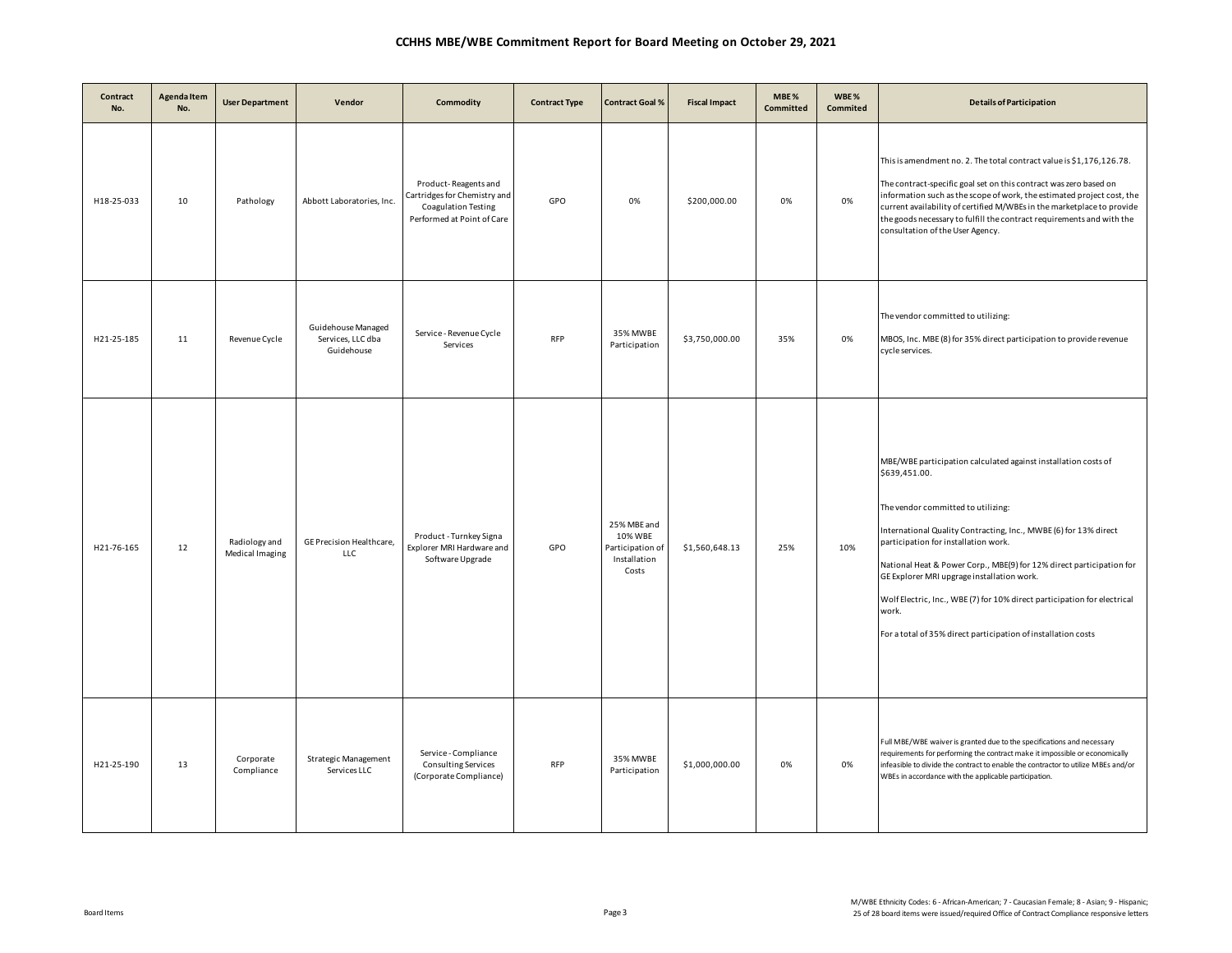# CCHHS MBE/WBE Commitment Report for Board Meeting on October 29, 2021

| Contract No. | Agenda Item No. | User Department | Vendor | Commodity | Contract Type | Contract Goal % | Fiscal Impact | MBE % Committed | WBE % Commited | Details of Participation |
|---|---|---|---|---|---|---|---|---|---|---|
| H18-25-033 | 10 | Pathology | Abbott Laboratories, Inc. | Product - Reagents and Cartridges for Chemistry and Coagulation Testing Performed at Point of Care | GPO | 0% | $200,000.00 | 0% | 0% | This is amendment no. 2. The total contract value is $1,176,126.78.<br><br>The contract-specific goal set on this contract was zero based on information such as the scope of work, the estimated project cost, the current availability of certified M/WBEs in the marketplace to provide the goods necessary to fulfill the contract requirements and with the consultation of the User Agency. |
| H21-25-185 | 11 | Revenue Cycle | Guidehouse Managed Services, LLC dba Guidehouse | Service - Revenue Cycle Services | RFP | 35% MWBE Participation | $3,750,000.00 | 35% | 0% | The vendor committed to utilizing:<br><br>MBOS, Inc. MBE (8) for 35% direct participation to provide revenue cycle services. |
| H21-76-165 | 12 | Radiology and Medical Imaging | GE Precision Healthcare, LLC | Product - Turnkey Signa Explorer MRI Hardware and Software Upgrade | GPO | 25% MBE and 10% WBE Participation of Installation Costs | $1,560,648.13 | 25% | 10% | MBE/WBE participation calculated against installation costs of $639,451.00.<br><br>The vendor committed to utilizing:<br><br>International Quality Contracting, Inc., MWBE (6) for 13% direct participation for installation work.<br><br>National Heat & Power Corp., MBE(9) for 12% direct participation for GE Explorer MRI upgrage installation work.<br><br>Wolf Electric, Inc., WBE (7) for 10% direct participation for electrical work.<br><br>For a total of 35% direct participation of installation costs |
| H21-25-190 | 13 | Corporate Compliance | Strategic Management Services LLC | Service - Compliance Consulting Services (Corporate Compliance) | RFP | 35% MWBE Participation | $1,000,000.00 | 0% | 0% | Full MBE/WBE waiver is granted due to the specifications and necessary requirements for performing the contract make it impossible or economically infeasible to divide the contract to enable the contractor to utilize MBEs and/or WBEs in accordance with the applicable participation. |

M/WBE Ethnicity Codes: 6 - African-American; 7 - Caucasian Female; 8 - Asian; 9 - Hispanic;
25 of 28 board items were issued/required Office of Contract Compliance responsive letters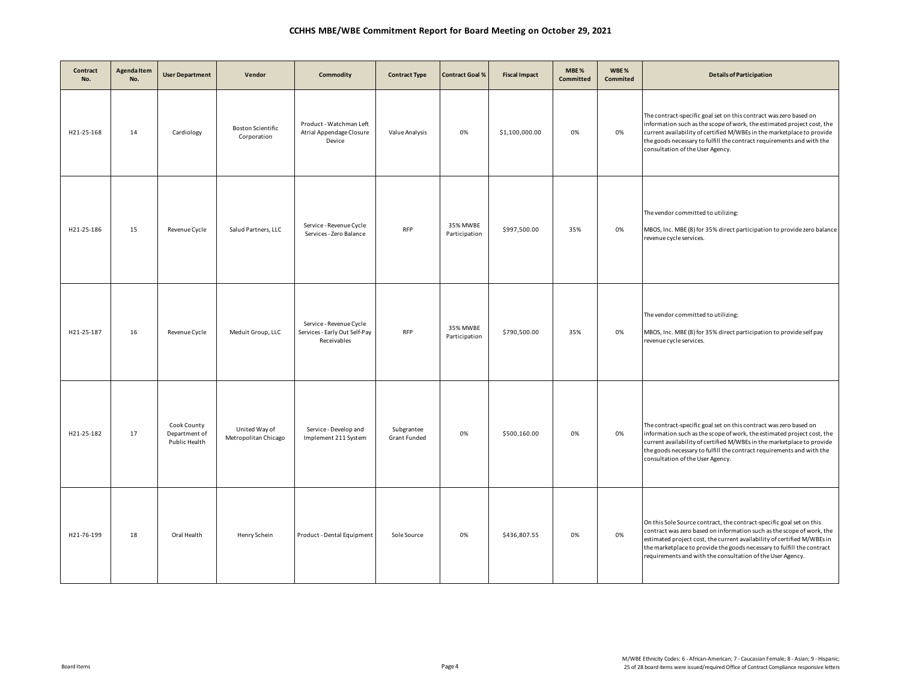# CCHHS MBE/WBE Commitment Report for Board Meeting on October 29, 2021

| Contract No. | Agenda Item No. | User Department | Vendor | Commodity | Contract Type | Contract Goal % | Fiscal Impact | MBE % Committed | WBE % Commited | Details of Participation |
|---|---|---|---|---|---|---|---|---|---|---|
| H21-25-168 | 14 | Cardiology | Boston Scientific Corporation | Product - Watchman Left Atrial Appendage Closure Device | Value Analysis | 0% | $1,100,000.00 | 0% | 0% | The contract-specific goal set on this contract was zero based on information such as the scope of work, the estimated project cost, the current availability of certified M/WBEs in the marketplace to provide the goods necessary to fulfill the contract requirements and with the consultation of the User Agency. |
| H21-25-186 | 15 | Revenue Cycle | Salud Partners, LLC | Service - Revenue Cycle Services - Zero Balance | RFP | 35% MWBE Participation | $997,500.00 | 35% | 0% | The vendor committed to utilizing:<br><br>MBOS, Inc. MBE (8) for 35% direct participation to provide zero balance revenue cycle services. |
| H21-25-187 | 16 | Revenue Cycle | Meduit Group, LLC | Service - Revenue Cycle Services - Early Out Self-Pay Receivables | RFP | 35% MWBE Participation | $790,500.00 | 35% | 0% | The vendor committed to utilizing:<br><br>MBOS, Inc. MBE (8) for 35% direct participation to provide self pay revenue cycle services. |
| H21-25-182 | 17 | Cook County Department of Public Health | United Way of Metropolitan Chicago | Service - Develop and Implement 211 System | Subgrantee Grant Funded | 0% | $500,160.00 | 0% | 0% | The contract-specific goal set on this contract was zero based on information such as the scope of work, the estimated project cost, the current availability of certified M/WBEs in the marketplace to provide the goods necessary to fulfill the contract requirements and with the consultation of the User Agency. |
| H21-76-199 | 18 | Oral Health | Henry Schein | Product - Dental Equipment | Sole Source | 0% | $436,807.55 | 0% | 0% | On this Sole Source contract, the contract-specific goal set on this contract was zero based on information such as the scope of work, the estimated project cost, the current availability of certified M/WBEs in the marketplace to provide the goods necessary to fulfill the contract requirements and with the consultation of the User Agency. |

M/WBE Ethnicity Codes: 6 - African-American; 7 - Caucasian Female; 8 - Asian; 9 - Hispanic;
25 of 28 board items were issued/required Office of Contract Compliance responsive letters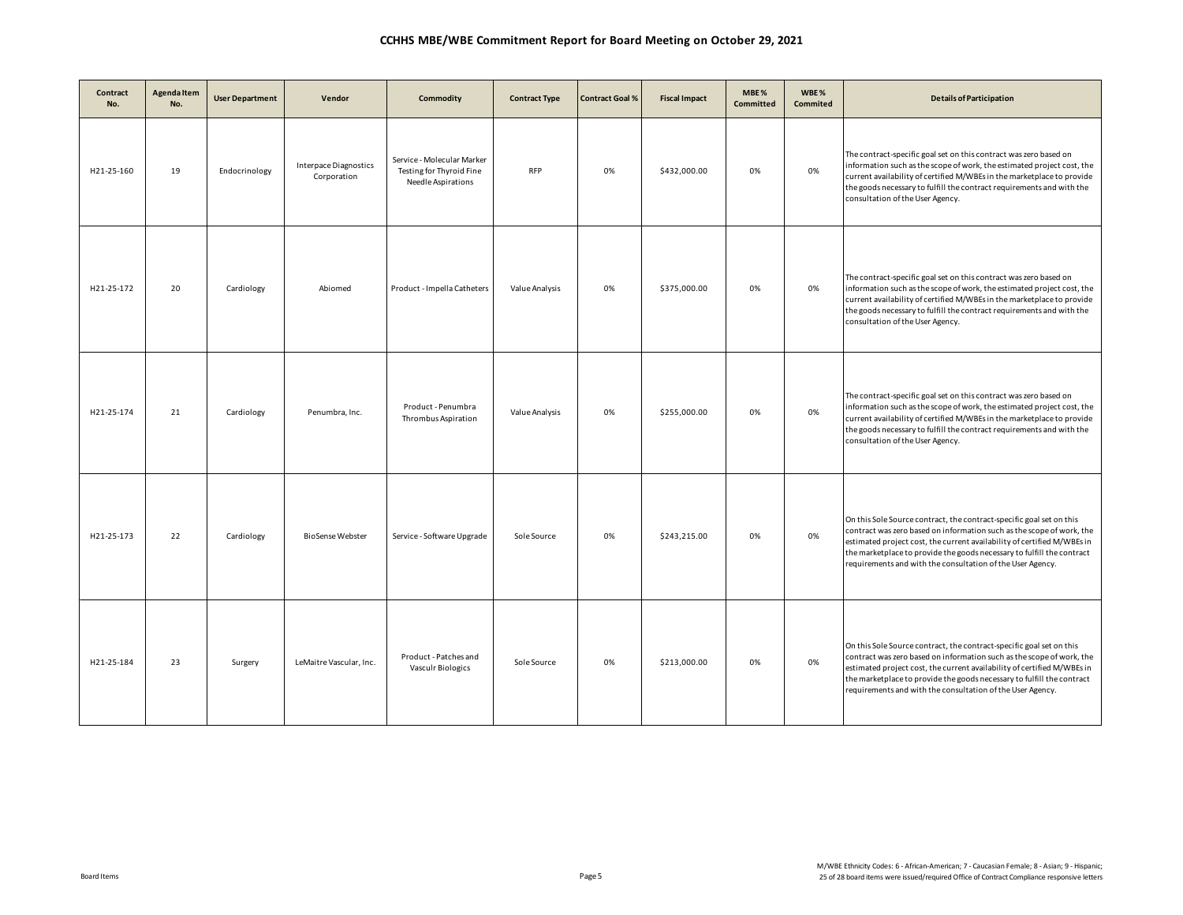## CCHHS MBE/WBE Commitment Report for Board Meeting on October 29, 2021

| Contract No. | Agenda Item No. | User Department | Vendor | Commodity | Contract Type | Contract Goal % | Fiscal Impact | MBE % Committed | WBE % Commited | Details of Participation |
|---|---|---|---|---|---|---|---|---|---|---|
| H21-25-160 | 19 | Endocrinology | Interpace Diagnostics Corporation | Service - Molecular Marker Testing for Thyroid Fine Needle Aspirations | RFP | 0% | $432,000.00 | 0% | 0% | The contract-specific goal set on this contract was zero based on information such as the scope of work, the estimated project cost, the current availability of certified M/WBEs in the marketplace to provide the goods necessary to fulfill the contract requirements and with the consultation of the User Agency. |
| H21-25-172 | 20 | Cardiology | Abiomed | Product - Impella Catheters | Value Analysis | 0% | $375,000.00 | 0% | 0% | The contract-specific goal set on this contract was zero based on information such as the scope of work, the estimated project cost, the current availability of certified M/WBEs in the marketplace to provide the goods necessary to fulfill the contract requirements and with the consultation of the User Agency. |
| H21-25-174 | 21 | Cardiology | Penumbra, Inc. | Product - Penumbra Thrombus Aspiration | Value Analysis | 0% | $255,000.00 | 0% | 0% | The contract-specific goal set on this contract was zero based on information such as the scope of work, the estimated project cost, the current availability of certified M/WBEs in the marketplace to provide the goods necessary to fulfill the contract requirements and with the consultation of the User Agency. |
| H21-25-173 | 22 | Cardiology | BioSense Webster | Service - Software Upgrade | Sole Source | 0% | $243,215.00 | 0% | 0% | On this Sole Source contract, the contract-specific goal set on this contract was zero based on information such as the scope of work, the estimated project cost, the current availability of certified M/WBEs in the marketplace to provide the goods necessary to fulfill the contract requirements and with the consultation of the User Agency. |
| H21-25-184 | 23 | Surgery | LeMaitre Vascular, Inc. | Product - Patches and Vasculr Biologics | Sole Source | 0% | $213,000.00 | 0% | 0% | On this Sole Source contract, the contract-specific goal set on this contract was zero based on information such as the scope of work, the estimated project cost, the current availability of certified M/WBEs in the marketplace to provide the goods necessary to fulfill the contract requirements and with the consultation of the User Agency. |

M/WBE Ethnicity Codes: 6 - African-American; 7 - Caucasian Female; 8 - Asian; 9 - Hispanic;
25 of 28 board items were issued/required Office of Contract Compliance responsive letters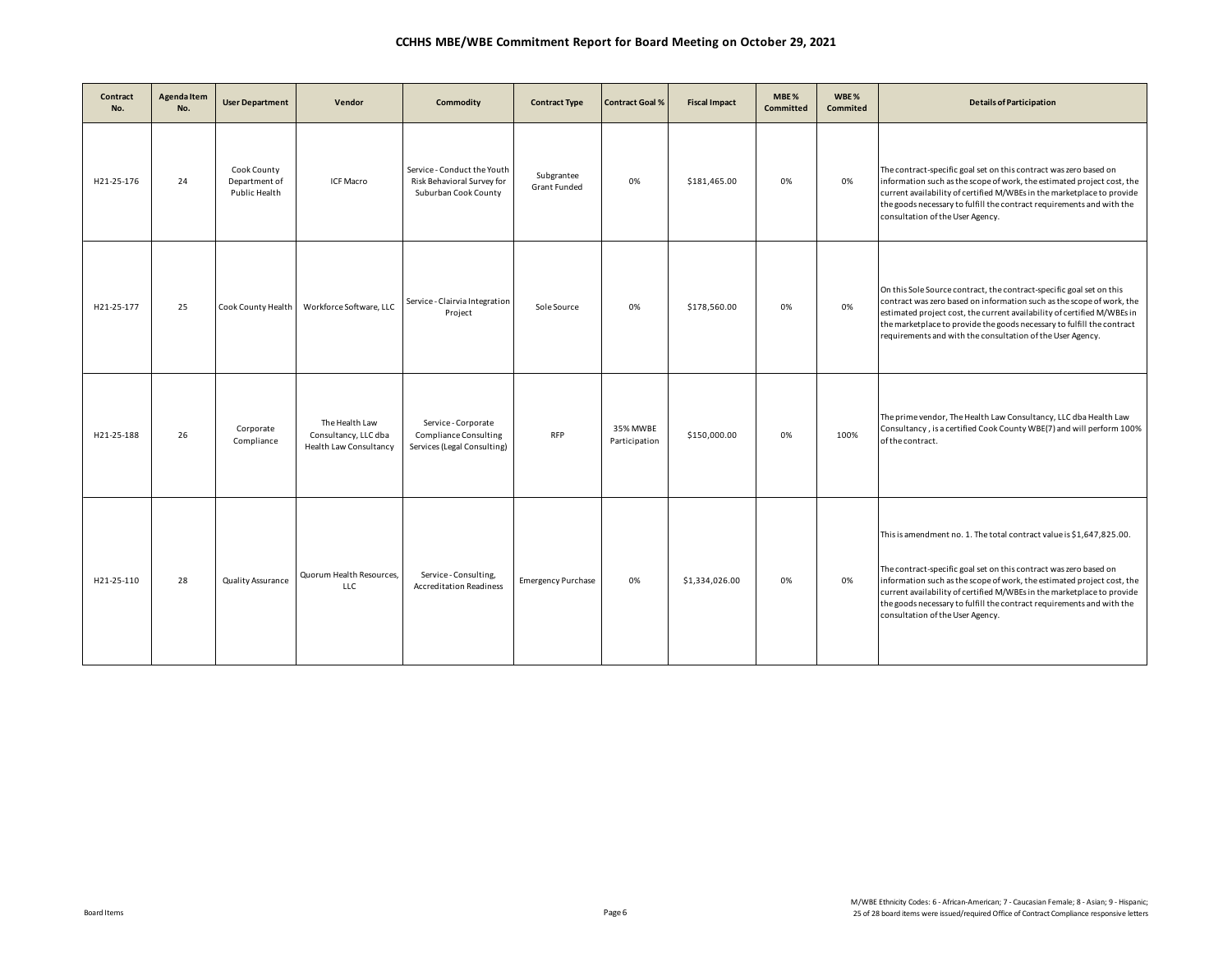# CCHHS MBE/WBE Commitment Report for Board Meeting on October 29, 2021

| Contract No. | Agenda Item No. | User Department | Vendor | Commodity | Contract Type | Contract Goal % | Fiscal Impact | MBE % Committed | WBE % Commited | Details of Participation |
|---|---|---|---|---|---|---|---|---|---|---|
| H21-25-176 | 24 | Cook County Department of Public Health | ICF Macro | Service - Conduct the Youth Risk Behavioral Survey for Suburban Cook County | Subgrantee Grant Funded | 0% | $181,465.00 | 0% | 0% | The contract-specific goal set on this contract was zero based on information such as the scope of work, the estimated project cost, the current availability of certified M/WBEs in the marketplace to provide the goods necessary to fulfill the contract requirements and with the consultation of the User Agency. |
| H21-25-177 | 25 | Cook County Health | Workforce Software, LLC | Service - Clairvia Integration Project | Sole Source | 0% | $178,560.00 | 0% | 0% | On this Sole Source contract, the contract-specific goal set on this contract was zero based on information such as the scope of work, the estimated project cost, the current availability of certified M/WBEs in the marketplace to provide the goods necessary to fulfill the contract requirements and with the consultation of the User Agency. |
| H21-25-188 | 26 | Corporate Compliance | The Health Law Consultancy, LLC dba Health Law Consultancy | Service - Corporate Compliance Consulting Services (Legal Consulting) | RFP | 35% MWBE Participation | $150,000.00 | 0% | 100% | The prime vendor, The Health Law Consultancy, LLC dba Health Law Consultancy , is a certified Cook County WBE(7) and will perform 100% of the contract. |
| H21-25-110 | 28 | Quality Assurance | Quorum Health Resources, LLC | Service - Consulting, Accreditation Readiness | Emergency Purchase | 0% | $1,334,026.00 | 0% | 0% | This is amendment no. 1. The total contract value is $1,647,825.00. The contract-specific goal set on this contract was zero based on information such as the scope of work, the estimated project cost, the current availability of certified M/WBEs in the marketplace to provide the goods necessary to fulfill the contract requirements and with the consultation of the User Agency. |

M/WBE Ethnicity Codes: 6 - African-American; 7 - Caucasian Female; 8 - Asian; 9 - Hispanic;
25 of 28 board items were issued/required Office of Contract Compliance responsive letters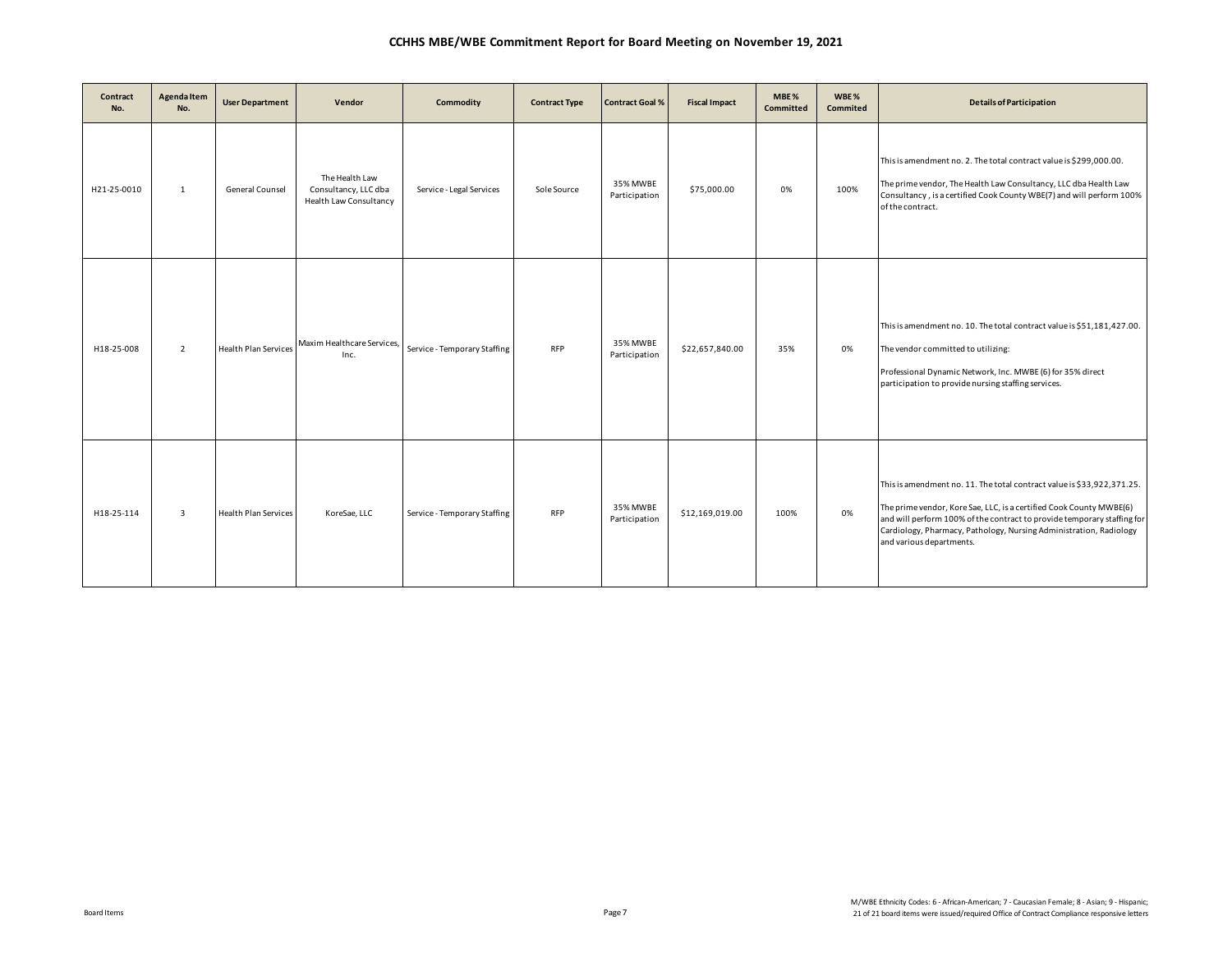# CCHHS MBE/WBE Commitment Report for Board Meeting on November 19, 2021

| Contract No. | Agenda Item No. | User Department | Vendor | Commodity | Contract Type | Contract Goal % | Fiscal Impact | MBE % Committed | WBE % Commited | Details of Participation |
|---|---|---|---|---|---|---|---|---|---|---|
| H21-25-0010 | 1 | General Counsel | The Health Law Consultancy, LLC dba Health Law Consultancy | Service - Legal Services | Sole Source | 35% MWBE Participation | $75,000.00 | 0% | 100% | This is amendment no. 2. The total contract value is $299,000.00.<br><br>The prime vendor, The Health Law Consultancy, LLC dba Health Law Consultancy , is a certified Cook County WBE(7) and will perform 100% of the contract. |
| H18-25-008 | 2 | Health Plan Services | Maxim Healthcare Services, Inc. | Service - Temporary Staffing | RFP | 35% MWBE Participation | $22,657,840.00 | 35% | 0% | This is amendment no. 10. The total contract value is $51,181,427.00.<br><br>The vendor committed to utilizing:<br><br>Professional Dynamic Network, Inc. MWBE (6) for 35% direct participation to provide nursing staffing services. |
| H18-25-114 | 3 | Health Plan Services | KoreSae, LLC | Service - Temporary Staffing | RFP | 35% MWBE Participation | $12,169,019.00 | 100% | 0% | This is amendment no. 11. The total contract value is $33,922,371.25.<br><br>The prime vendor, Kore Sae, LLC, is a certified Cook County MWBE(6) and will perform 100% of the contract to provide temporary staffing for Cardiology, Pharmacy, Pathology, Nursing Administration, Radiology and various departments. |

Board Items

M/WBE Ethnicity Codes: 6 - African-American; 7 - Caucasian Female; 8 - Asian; 9 - Hispanic;
21 of 21 board items were issued/required Office of Contract Compliance responsive letters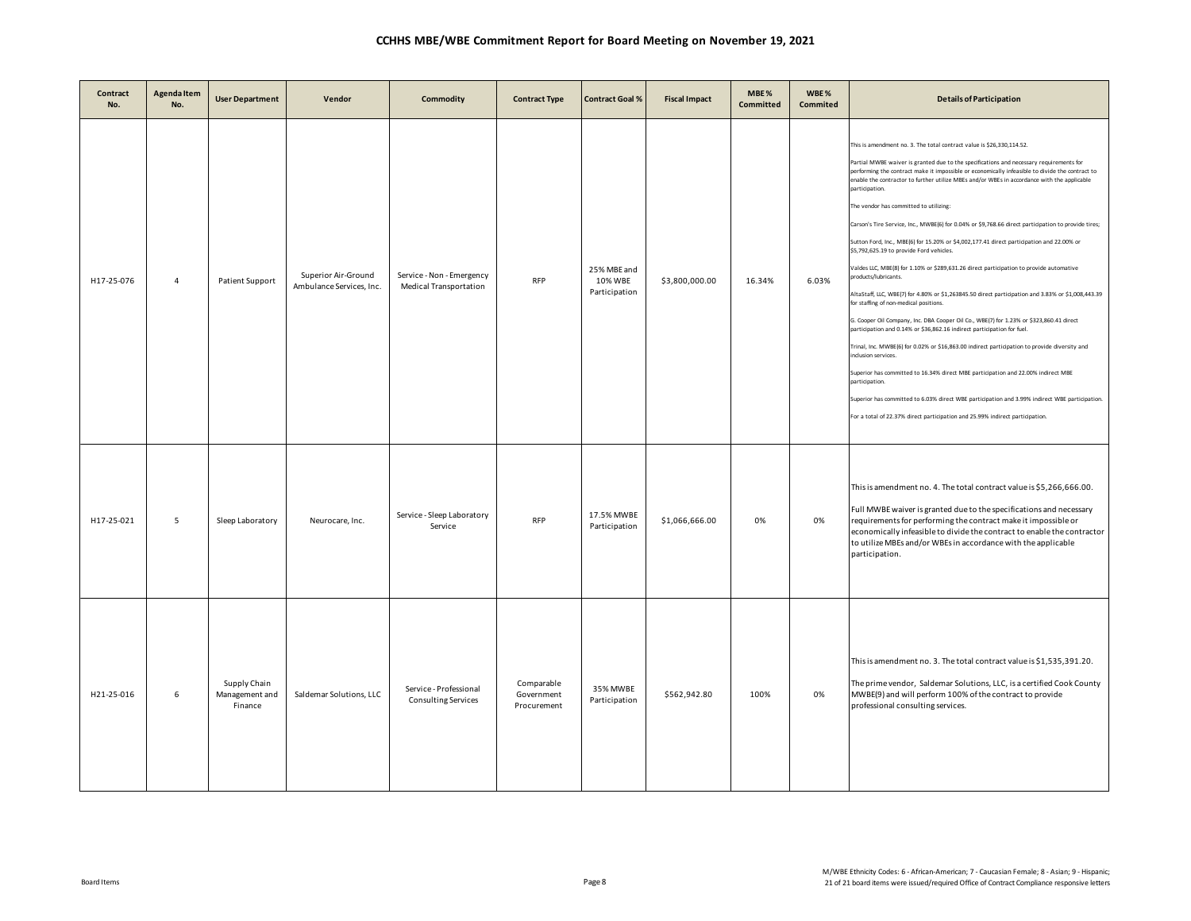# CCHHS MBE/WBE Commitment Report for Board Meeting on November 19, 2021

| Contract No. | Agenda Item No. | User Department | Vendor | Commodity | Contract Type | Contract Goal % | Fiscal Impact | MBE % Committed | WBE % Commited | Details of Participation |
|---|---|---|---|---|---|---|---|---|---|---|
| H17-25-076 | 4 | Patient Support | Superior Air-Ground Ambulance Services, Inc. | Service - Non - Emergency Medical Transportation | RFP | 25% MBE and 10% WBE Participation | $3,800,000.00 | 16.34% | 6.03% | This is amendment no. 3. The total contract value is $26,330,114.52.<br><br>Partial MWBE waiver is granted due to the specifications and necessary requirements for performing the contract make it impossible or economically infeasible to divide the contract to enable the contractor to further utilize MBEs and/or WBEs in accordance with the applicable participation.<br><br>The vendor has committed to utilizing:<br><br>Carson's Tire Service, Inc., MWBE(6) for 0.04% or $9,768.66 direct participation to provide tires;<br><br>Sutton Ford, Inc., MBE(6) for 15.20% or $4,002,177.41 direct participation and 22.00% or $5,792,625.19 to provide Ford vehicles.<br><br>Valdes LLC, MBE(8) for 1.10% or $289,631.26 direct participation to provide automotive products/lubricants.<br><br>AltaStaff, LLC, WBE(7) for 4.80% or $1,263845.50 direct participation and 3.83% or $1,008,443.39 for staffing of non-medical positions.<br><br>G. Cooper Oil Company, Inc. DBA Cooper Oil Co., WBE(7) for 1.23% or $323,860.41 direct participation and 0.14% or $36,862.16 indirect participation for fuel.<br><br>Trinal, Inc. MWBE(6) for 0.02% or $16,863.00 indirect participation to provide diversity and inclusion services.<br><br>Superior has committed to 16.34% direct MBE participation and 22.00% indirect MBE participation.<br><br>Superior has committed to 6.03% direct WBE participation and 3.99% indirect WBE participation.<br><br>For a total of 22.37% direct participation and 25.99% indirect participation. |
| H17-25-021 | 5 | Sleep Laboratory | Neurocare, Inc. | Service - Sleep Laboratory Service | RFP | 17.5% MWBE Participation | $1,066,666.00 | 0% | 0% | This is amendment no. 4. The total contract value is $5,266,666.00.<br><br>Full MWBE waiver is granted due to the specifications and necessary requirements for performing the contract make it impossible or economically infeasible to divide the contract to enable the contractor to utilize MBEs and/or WBEs in accordance with the applicable participation. |
| H21-25-016 | 6 | Supply Chain Management and Finance | Saldemar Solutions, LLC | Service - Professional Consulting Services | Comparable Government Procurement | 35% MWBE Participation | $562,942.80 | 100% | 0% | This is amendment no. 3. The total contract value is $1,535,391.20.<br><br>The prime vendor, Saldemar Solutions, LLC, is a certified Cook County MWBE(9) and will perform 100% of the contract to provide professional consulting services. |

M/WBE Ethnicity Codes: 6 - African-American; 7 - Caucasian Female; 8 - Asian; 9 - Hispanic;
21 of 21 board items were issued/required Office of Contract Compliance responsive letters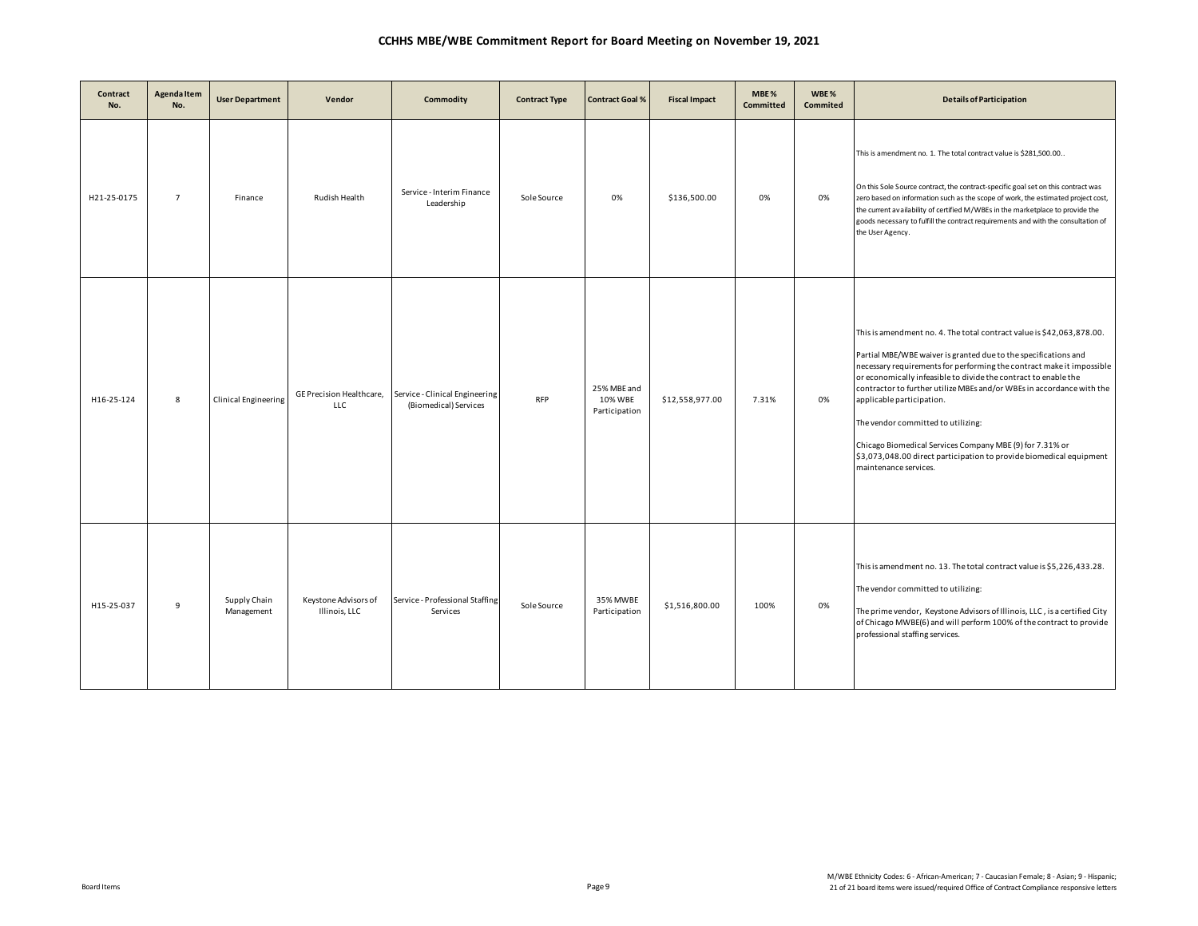## CCHHS MBE/WBE Commitment Report for Board Meeting on November 19, 2021

| Contract No. | Agenda Item No. | User Department | Vendor | Commodity | Contract Type | Contract Goal % | Fiscal Impact | MBE % Committed | WBE % Commited | Details of Participation |
|---|---|---|---|---|---|---|---|---|---|---|
| H21-25-0175 | 7 | Finance | Rudish Health | Service - Interim Finance Leadership | Sole Source | 0% | $136,500.00 | 0% | 0% | This is amendment no. 1. The total contract value is $281,500.00.. <br><br> On this Sole Source contract, the contract-specific goal set on this contract was zero based on information such as the scope of work, the estimated project cost, the current availability of certified M/WBEs in the marketplace to provide the goods necessary to fulfill the contract requirements and with the consultation of the User Agency. |
| H16-25-124 | 8 | Clinical Engineering | GE Precision Healthcare, LLC | Service - Clinical Engineering (Biomedical) Services | RFP | 25% MBE and 10% WBE Participation | $12,558,977.00 | 7.31% | 0% | This is amendment no. 4. The total contract value is $42,063,878.00. <br><br> Partial MBE/WBE waiver is granted due to the specifications and necessary requirements for performing the contract make it impossible or economically infeasible to divide the contract to enable the contractor to further utilize MBEs and/or WBEs in accordance with the applicable participation. <br><br> The vendor committed to utilizing: <br><br> Chicago Biomedical Services Company MBE (9) for 7.31% or $3,073,048.00 direct participation to provide biomedical equipment maintenance services. |
| H15-25-037 | 9 | Supply Chain Management | Keystone Advisors of Illinois, LLC | Service - Professional Staffing Services | Sole Source | 35% MWBE Participation | $1,516,800.00 | 100% | 0% | This is amendment no. 13. The total contract value is $5,226,433.28. <br><br> The vendor committed to utilizing: <br><br> The prime vendor, Keystone Advisors of Illinois, LLC , is a certified City of Chicago MWBE(6) and will perform 100% of the contract to provide professional staffing services. |

Board Items

M/WBE Ethnicity Codes: 6 - African-American; 7 - Caucasian Female; 8 - Asian; 9 - Hispanic;
21 of 21 board items were issued/required Office of Contract Compliance responsive letters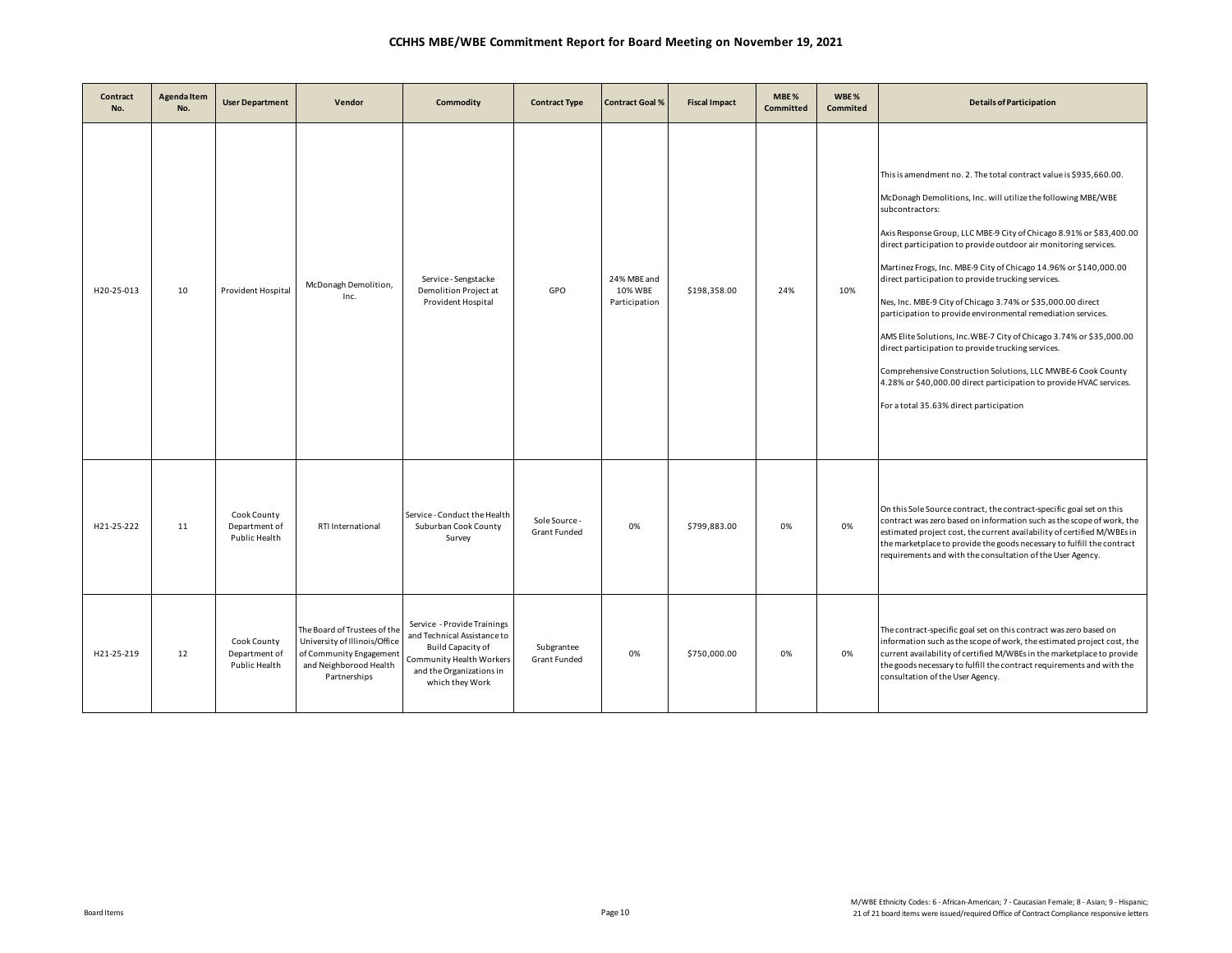# CCHHS MBE/WBE Commitment Report for Board Meeting on November 19, 2021

| Contract No. | Agenda Item No. | User Department | Vendor | Commodity | Contract Type | Contract Goal % | Fiscal Impact | MBE % Committed | WBE % Commited | Details of Participation |
|---|---|---|---|---|---|---|---|---|---|---|
| H20-25-013 | 10 | Provident Hospital | McDonagh Demolition, Inc. | Service - Sengstacke Demolition Project at Provident Hospital | GPO | 24% MBE and 10% WBE Participation | $198,358.00 | 24% | 10% | This is amendment no. 2. The total contract value is $935,660.00.<br><br>McDonagh Demolitions, Inc. will utilize the following MBE/WBE subcontractors:<br><br>Axis Response Group, LLC MBE-9 City of Chicago 8.91% or $83,400.00 direct participation to provide outdoor air monitoring services.<br><br>Martinez Frogs, Inc. MBE-9 City of Chicago 14.96% or $140,000.00 direct participation to provide trucking services.<br><br>Nes, Inc. MBE-9 City of Chicago 3.74% or $35,000.00 direct participation to provide environmental remediation services.<br><br>AMS Elite Solutions, Inc.WBE-7 City of Chicago 3.74% or $35,000.00 direct participation to provide trucking services.<br><br>Comprehensive Construction Solutions, LLC MWBE-6 Cook County 4.28% or $40,000.00 direct participation to provide HVAC services.<br><br>For a total 35.63% direct participation |
| H21-25-222 | 11 | Cook County Department of Public Health | RTI International | Service - Conduct the Health Suburban Cook County Survey | Sole Source - Grant Funded | 0% | $799,883.00 | 0% | 0% | On this Sole Source contract, the contract-specific goal set on this contract was zero based on information such as the scope of work, the estimated project cost, the current availability of certified M/WBEs in the marketplace to provide the goods necessary to fulfill the contract requirements and with the consultation of the User Agency. |
| H21-25-219 | 12 | Cook County Department of Public Health | The Board of Trustees of the University of Illinois/Office of Community Engagement and Neighborood Health Partnerships | Service - Provide Trainings and Technical Assistance to Build Capacity of Community Health Workers and the Organizations in which they Work | Subgrantee Grant Funded | 0% | $750,000.00 | 0% | 0% | The contract-specific goal set on this contract was zero based on information such as the scope of work, the estimated project cost, the current availability of certified M/WBEs in the marketplace to provide the goods necessary to fulfill the contract requirements and with the consultation of the User Agency. |

M/WBE Ethnicity Codes: 6 - African-American; 7 - Caucasian Female; 8 - Asian; 9 - Hispanic;
21 of 21 board items were issued/required Office of Contract Compliance responsive letters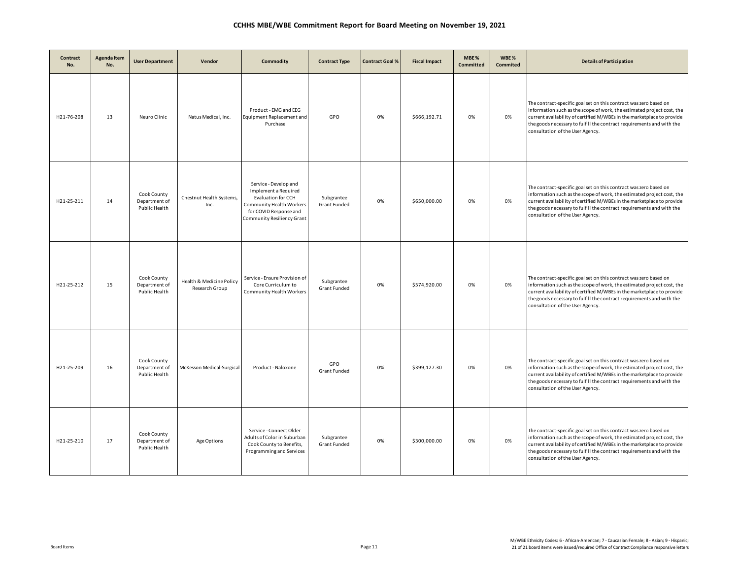# CCHHS MBE/WBE Commitment Report for Board Meeting on November 19, 2021

| Contract No. | Agenda Item No. | User Department | Vendor | Commodity | Contract Type | Contract Goal % | Fiscal Impact | MBE % Committed | WBE % Commited | Details of Participation |
|---|---|---|---|---|---|---|---|---|---|---|
| H21-76-208 | 13 | Neuro Clinic | Natus Medical, Inc. | Product - EMG and EEG Equipment Replacement and Purchase | GPO | 0% | $666,192.71 | 0% | 0% | The contract-specific goal set on this contract was zero based on information such as the scope of work, the estimated project cost, the current availability of certified M/WBEs in the marketplace to provide the goods necessary to fulfill the contract requirements and with the consultation of the User Agency. |
| H21-25-211 | 14 | Cook County Department of Public Health | Chestnut Health Systems, Inc. | Service - Develop and Implement a Required Evaluation for CCH Community Health Workers for COVID Response and Community Resiliency Grant | Subgrantee Grant Funded | 0% | $650,000.00 | 0% | 0% | The contract-specific goal set on this contract was zero based on information such as the scope of work, the estimated project cost, the current availability of certified M/WBEs in the marketplace to provide the goods necessary to fulfill the contract requirements and with the consultation of the User Agency. |
| H21-25-212 | 15 | Cook County Department of Public Health | Health & Medicine Policy Research Group | Service - Ensure Provision of Core Curriculum to Community Health Workers | Subgrantee Grant Funded | 0% | $574,920.00 | 0% | 0% | The contract-specific goal set on this contract was zero based on information such as the scope of work, the estimated project cost, the current availability of certified M/WBEs in the marketplace to provide the goods necessary to fulfill the contract requirements and with the consultation of the User Agency. |
| H21-25-209 | 16 | Cook County Department of Public Health | McKesson Medical-Surgical | Product - Naloxone | GPO Grant Funded | 0% | $399,127.30 | 0% | 0% | The contract-specific goal set on this contract was zero based on information such as the scope of work, the estimated project cost, the current availability of certified M/WBEs in the marketplace to provide the goods necessary to fulfill the contract requirements and with the consultation of the User Agency. |
| H21-25-210 | 17 | Cook County Department of Public Health | Age Options | Service - Connect Older Adults of Color in Suburban Cook County to Benefits, Programming and Services | Subgrantee Grant Funded | 0% | $300,000.00 | 0% | 0% | The contract-specific goal set on this contract was zero based on information such as the scope of work, the estimated project cost, the current availability of certified M/WBEs in the marketplace to provide the goods necessary to fulfill the contract requirements and with the consultation of the User Agency. |

Board Items

M/WBE Ethnicity Codes: 6 - African-American; 7 - Caucasian Female; 8 - Asian; 9 - Hispanic;
21 of 21 board items were issued/required Office of Contract Compliance responsive letters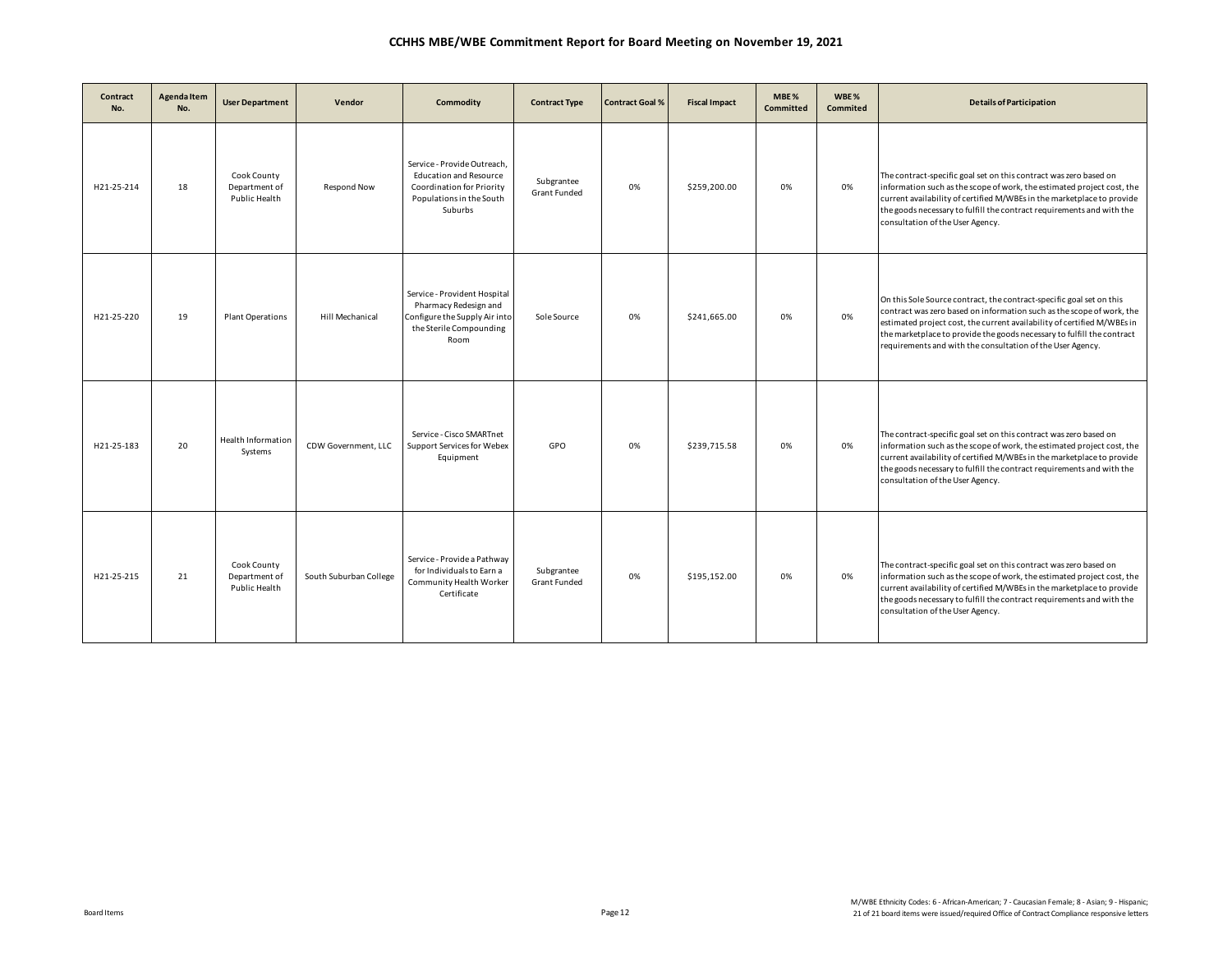# CCHHS MBE/WBE Commitment Report for Board Meeting on November 19, 2021

| Contract No. | Agenda Item No. | User Department | Vendor | Commodity | Contract Type | Contract Goal % | Fiscal Impact | MBE % Committed | WBE % Commited | Details of Participation |
|---|---|---|---|---|---|---|---|---|---|---|
| H21-25-214 | 18 | Cook County Department of Public Health | Respond Now | Service - Provide Outreach, Education and Resource Coordination for Priority Populations in the South Suburbs | Subgrantee Grant Funded | 0% | $259,200.00 | 0% | 0% | The contract-specific goal set on this contract was zero based on information such as the scope of work, the estimated project cost, the current availability of certified M/WBEs in the marketplace to provide the goods necessary to fulfill the contract requirements and with the consultation of the User Agency. |
| H21-25-220 | 19 | Plant Operations | Hill Mechanical | Service - Provident Hospital Pharmacy Redesign and Configure the Supply Air into the Sterile Compounding Room | Sole Source | 0% | $241,665.00 | 0% | 0% | On this Sole Source contract, the contract-specific goal set on this contract was zero based on information such as the scope of work, the estimated project cost, the current availability of certified M/WBEs in the marketplace to provide the goods necessary to fulfill the contract requirements and with the consultation of the User Agency. |
| H21-25-183 | 20 | Health Information Systems | CDW Government, LLC | Service - Cisco SMARTnet Support Services for Webex Equipment | GPO | 0% | $239,715.58 | 0% | 0% | The contract-specific goal set on this contract was zero based on information such as the scope of work, the estimated project cost, the current availability of certified M/WBEs in the marketplace to provide the goods necessary to fulfill the contract requirements and with the consultation of the User Agency. |
| H21-25-215 | 21 | Cook County Department of Public Health | South Suburban College | Service - Provide a Pathway for Individuals to Earn a Community Health Worker Certificate | Subgrantee Grant Funded | 0% | $195,152.00 | 0% | 0% | The contract-specific goal set on this contract was zero based on information such as the scope of work, the estimated project cost, the current availability of certified M/WBEs in the marketplace to provide the goods necessary to fulfill the contract requirements and with the consultation of the User Agency. |

M/WBE Ethnicity Codes: 6 - African-American; 7 - Caucasian Female; 8 - Asian; 9 - Hispanic;
21 of 21 board items were issued/required Office of Contract Compliance responsive letters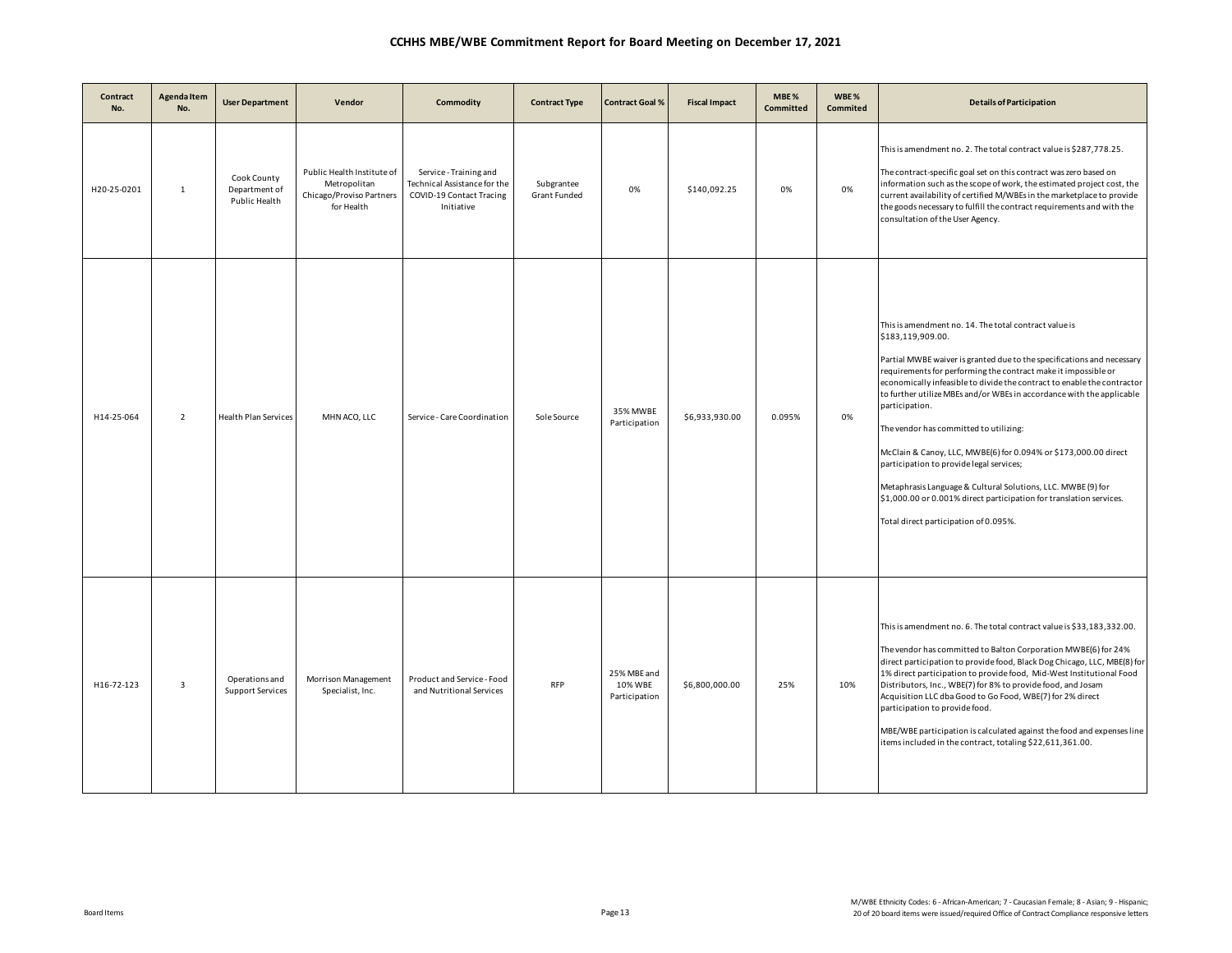# CCHHS MBE/WBE Commitment Report for Board Meeting on December 17, 2021

| Contract No. | Agenda Item No. | User Department | Vendor | Commodity | Contract Type | Contract Goal % | Fiscal Impact | MBE % Committed | WBE % Commited | Details of Participation |
|---|---|---|---|---|---|---|---|---|---|---|
| H20-25-0201 | 1 | Cook County Department of Public Health | Public Health Institute of Metropolitan Chicago/Proviso Partners for Health | Service - Training and Technical Assistance for the COVID-19 Contact Tracing Initiative | Subgrantee Grant Funded | 0% | $140,092.25 | 0% | 0% | This is amendment no. 2. The total contract value is $287,778.25.<br><br>The contract-specific goal set on this contract was zero based on information such as the scope of work, the estimated project cost, the current availability of certified M/WBEs in the marketplace to provide the goods necessary to fulfill the contract requirements and with the consultation of the User Agency. |
| H14-25-064 | 2 | Health Plan Services | MHN ACO, LLC | Service - Care Coordination | Sole Source | 35% MWBE Participation | $6,933,930.00 | 0.095% | 0% | This is amendment no. 14. The total contract value is $183,119,909.00.<br><br>Partial MWBE waiver is granted due to the specifications and necessary requirements for performing the contract make it impossible or economically infeasible to divide the contract to enable the contractor to further utilize MBEs and/or WBEs in accordance with the applicable participation.<br><br>The vendor has committed to utilizing:<br><br>McClain & Canoy, LLC, MWBE(6) for 0.094% or $173,000.00 direct participation to provide legal services;<br><br>Metaphrasis Language & Cultural Solutions, LLC. MWBE (9) for $1,000.00 or 0.001% direct participation for translation services.<br><br>Total direct participation of 0.095%. |
| H16-72-123 | 3 | Operations and Support Services | Morrison Management Specialist, Inc. | Product and Service - Food and Nutritional Services | RFP | 25% MBE and 10% WBE Participation | $6,800,000.00 | 25% | 10% | This is amendment no. 6. The total contract value is $33,183,332.00.<br><br>The vendor has committed to Balton Corporation MWBE(6) for 24% direct participation to provide food, Black Dog Chicago, LLC, MBE(8) for 1% direct participation to provide food, Mid-West Institutional Food Distributors, Inc., WBE(7) for 8% to provide food, and Josam Acquisition LLC dba Good to Go Food, WBE(7) for 2% direct participation to provide food.<br><br>MBE/WBE participation is calculated against the food and expenses line items included in the contract, totaling $22,611,361.00. |

Board Items

M/WBE Ethnicity Codes: 6 - African-American; 7 - Caucasian Female; 8 - Asian; 9 - Hispanic;
20 of 20 board items were issued/required Office of Contract Compliance responsive letters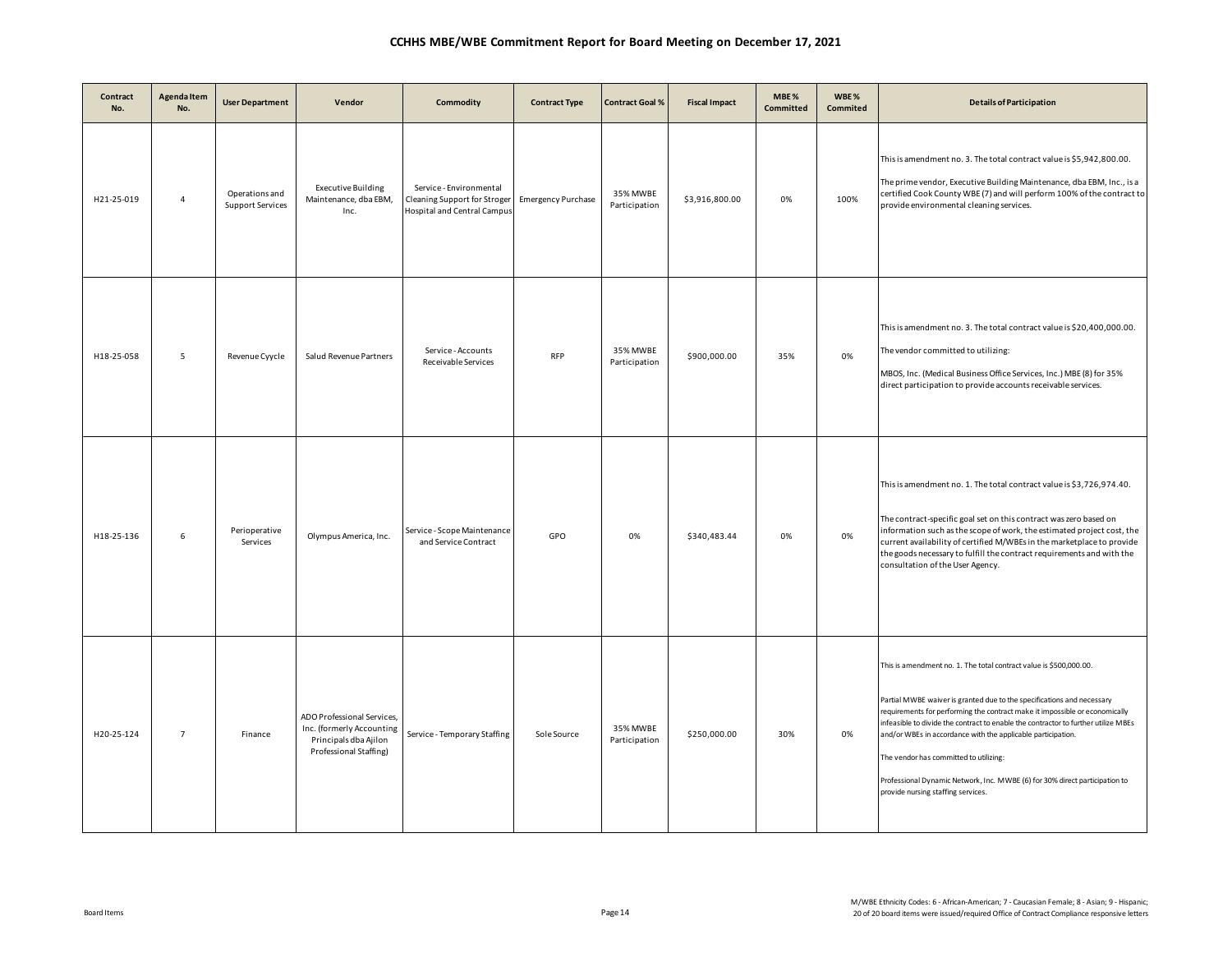# CCHHS MBE/WBE Commitment Report for Board Meeting on December 17, 2021

| Contract No. | Agenda Item No. | User Department | Vendor | Commodity | Contract Type | Contract Goal % | Fiscal Impact | MBE % Committed | WBE % Commited | Details of Participation |
|---|---|---|---|---|---|---|---|---|---|---|
| H21-25-019 | 4 | Operations and Support Services | Executive Building Maintenance, dba EBM, Inc. | Service - Environmental Cleaning Support for Stroger Hospital and Central Campus | Emergency Purchase | 35% MWBE Participation | $3,916,800.00 | 0% | 100% | This is amendment no. 3. The total contract value is $5,942,800.00.<br><br>The prime vendor, Executive Building Maintenance, dba EBM, Inc., is a certified Cook County WBE (7) and will perform 100% of the contract to provide environmental cleaning services. |
| H18-25-058 | 5 | Revenue Cyycle | Salud Revenue Partners | Service - Accounts Receivable Services | RFP | 35% MWBE Participation | $900,000.00 | 35% | 0% | This is amendment no. 3. The total contract value is $20,400,000.00.<br><br>The vendor committed to utilizing:<br><br>MBOS, Inc. (Medical Business Office Services, Inc.) MBE (8) for 35% direct participation to provide accounts receivable services. |
| H18-25-136 | 6 | Perioperative Services | Olympus America, Inc. | Service - Scope Maintenance and Service Contract | GPO | 0% | $340,483.44 | 0% | 0% | This is amendment no. 1. The total contract value is $3,726,974.40.<br><br>The contract-specific goal set on this contract was zero based on information such as the scope of work, the estimated project cost, the current availability of certified M/WBEs in the marketplace to provide the goods necessary to fulfill the contract requirements and with the consultation of the User Agency. |
| H20-25-124 | 7 | Finance | ADO Professional Services, Inc. (formerly Accounting Principals dba Ajilon Professional Staffing) | Service - Temporary Staffing | Sole Source | 35% MWBE Participation | $250,000.00 | 30% | 0% | This is amendment no. 1. The total contract value is $500,000.00.<br><br>Partial MWBE waiver is granted due to the specifications and necessary requirements for performing the contract make it impossible or economically infeasible to divide the contract to enable the contractor to further utilize MBEs and/or WBEs in accordance with the applicable participation.<br><br>The vendor has committed to utilizing:<br><br>Professional Dynamic Network, Inc. MWBE (6) for 30% direct participation to provide nursing staffing services. |

Board Items

M/WBE Ethnicity Codes: 6 - African-American; 7 - Caucasian Female; 8 - Asian; 9 - Hispanic;
20 of 20 board items were issued/required Office of Contract Compliance responsive letters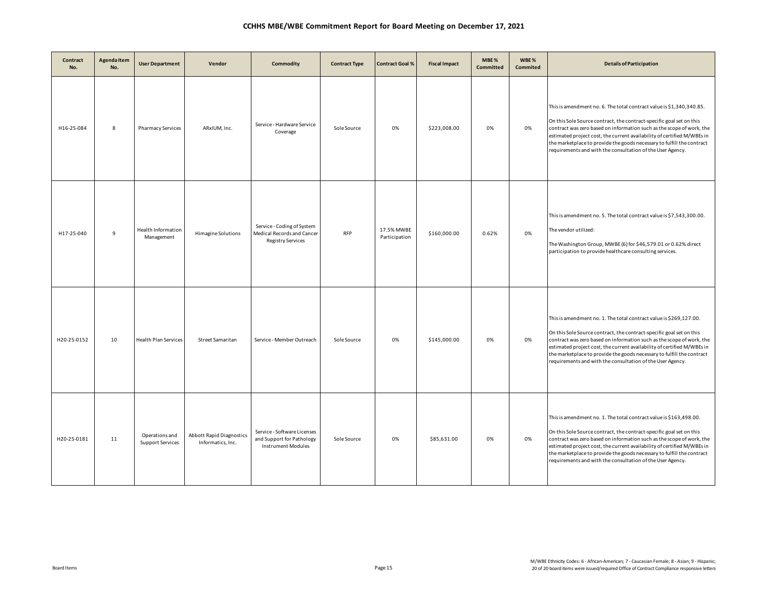# CCHHS MBE/WBE Commitment Report for Board Meeting on December 17, 2021

| Contract No. | Agenda Item No. | User Department | Vendor | Commodity | Contract Type | Contract Goal % | Fiscal Impact | MBE % Committed | WBE % Commited | Details of Participation |
|---|---|---|---|---|---|---|---|---|---|---|
| H16-25-084 | 8 | Pharmacy Services | ARxIUM, Inc. | Service - Hardware Service Coverage | Sole Source | 0% | $223,008.00 | 0% | 0% | This is amendment no. 6. The total contract value is $1,340,340.85. On this Sole Source contract, the contract-specific goal set on this contract was zero based on information such as the scope of work, the estimated project cost, the current availability of certified M/WBEs in the marketplace to provide the goods necessary to fulfill the contract requirements and with the consultation of the User Agency. |
| H17-25-040 | 9 | Health Information Management | Himagine Solutions | Service - Coding of System Medical Records and Cancer Registry Services | RFP | 17.5% MWBE Participation | $160,000.00 | 0.62% | 0% | This is amendment no. 5. The total contract value is $7,543,300.00. The vendor utilized: The Washington Group, MWBE (6) for $46,579.01 or 0.62% direct participation to provide healthcare consulting services. |
| H20-25-0152 | 10 | Health Plan Services | Street Samaritan | Service - Member Outreach | Sole Source | 0% | $145,000.00 | 0% | 0% | This is amendment no. 1. The total contract value is $269,127.00. On this Sole Source contract, the contract-specific goal set on this contract was zero based on information such as the scope of work, the estimated project cost, the current availability of certified M/WBEs in the marketplace to provide the goods necessary to fulfill the contract requirements and with the consultation of the User Agency. |
| H20-25-0181 | 11 | Operations and Support Services | Abbott Rapid Diagnostics Informatics, Inc. | Service - Software Licenses and Support for Pathology Instrument Modules | Sole Source | 0% | $85,631.00 | 0% | 0% | This is amendment no. 1. The total contract value is $163,498.00. On this Sole Source contract, the contract-specific goal set on this contract was zero based on information such as the scope of work, the estimated project cost, the current availability of certified M/WBEs in the marketplace to provide the goods necessary to fulfill the contract requirements and with the consultation of the User Agency. |

M/WBE Ethnicity Codes: 6 - African-American; 7 - Caucasian Female; 8 - Asian; 9 - Hispanic;
20 of 20 board items were issued/required Office of Contract Compliance responsive letters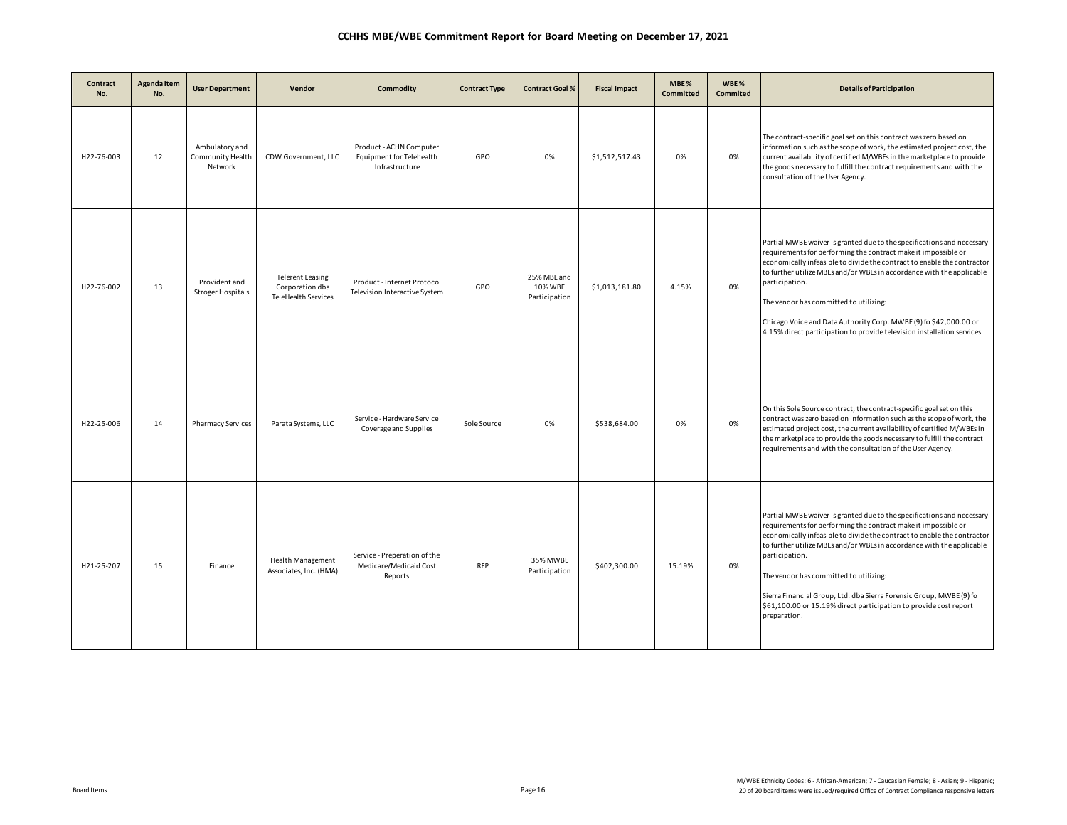## CCHHS MBE/WBE Commitment Report for Board Meeting on December 17, 2021

| Contract No. | Agenda Item No. | User Department | Vendor | Commodity | Contract Type | Contract Goal % | Fiscal Impact | MBE % Committed | WBE % Commited | Details of Participation |
|---|---|---|---|---|---|---|---|---|---|---|
| H22-76-003 | 12 | Ambulatory and Community Health Network | CDW Government, LLC | Product - ACHN Computer Equipment for Telehealth Infrastructure | GPO | 0% | $1,512,517.43 | 0% | 0% | The contract-specific goal set on this contract was zero based on information such as the scope of work, the estimated project cost, the current availability of certified M/WBEs in the marketplace to provide the goods necessary to fulfill the contract requirements and with the consultation of the User Agency. |
| H22-76-002 | 13 | Provident and Stroger Hospitals | Telerent Leasing Corporation dba TeleHealth Services | Product - Internet Protocol Television Interactive System | GPO | 25% MBE and 10% WBE Participation | $1,013,181.80 | 4.15% | 0% | Partial MWBE waiver is granted due to the specifications and necessary requirements for performing the contract make it impossible or economically infeasible to divide the contract to enable the contractor to further utilize MBEs and/or WBEs in accordance with the applicable participation.<br><br>The vendor has committed to utilizing:<br><br>Chicago Voice and Data Authority Corp. MWBE (9) fo $42,000.00 or 4.15% direct participation to provide television installation services. |
| H22-25-006 | 14 | Pharmacy Services | Parata Systems, LLC | Service - Hardware Service Coverage and Supplies | Sole Source | 0% | $538,684.00 | 0% | 0% | On this Sole Source contract, the contract-specific goal set on this contract was zero based on information such as the scope of work, the estimated project cost, the current availability of certified M/WBEs in the marketplace to provide the goods necessary to fulfill the contract requirements and with the consultation of the User Agency. |
| H21-25-207 | 15 | Finance | Health Management Associates, Inc. (HMA) | Service - Preperation of the Medicare/Medicaid Cost Reports | RFP | 35% MWBE Participation | $402,300.00 | 15.19% | 0% | Partial MWBE waiver is granted due to the specifications and necessary requirements for performing the contract make it impossible or economically infeasible to divide the contract to enable the contractor to further utilize MBEs and/or WBEs in accordance with the applicable participation.<br><br>The vendor has committed to utilizing:<br><br>Sierra Financial Group, Ltd. dba Sierra Forensic Group, MWBE (9) fo $61,100.00 or 15.19% direct participation to provide cost report preparation. |

Board Items

M/WBE Ethnicity Codes: 6 - African-American; 7 - Caucasian Female; 8 - Asian; 9 - Hispanic;
20 of 20 board items were issued/required Office of Contract Compliance responsive letters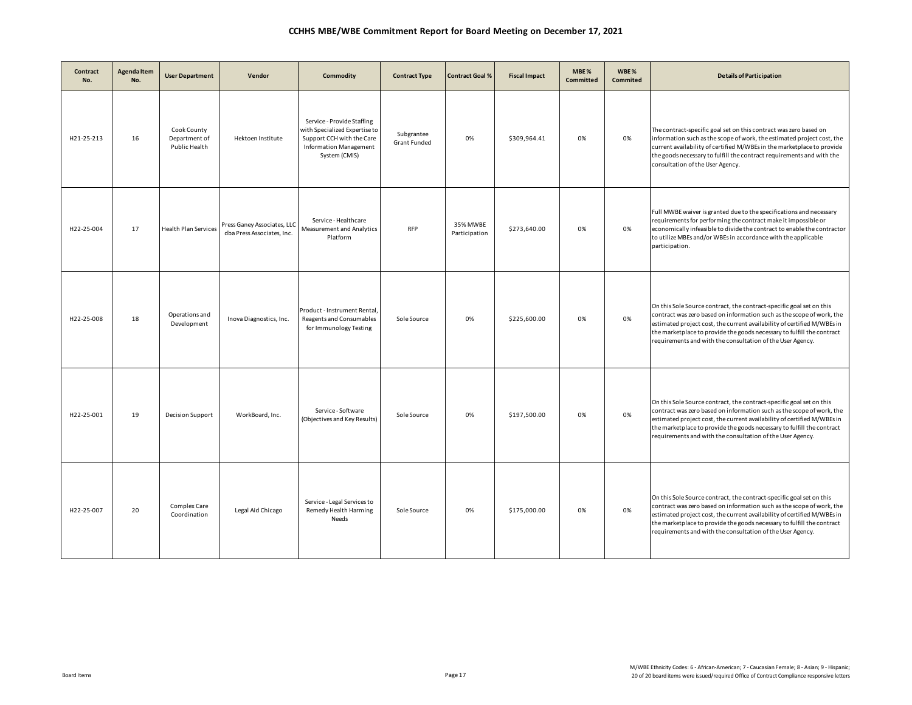# CCHHS MBE/WBE Commitment Report for Board Meeting on December 17, 2021

| Contract No. | Agenda Item No. | User Department | Vendor | Commodity | Contract Type | Contract Goal % | Fiscal Impact | MBE % Committed | WBE % Commited | Details of Participation |
|---|---|---|---|---|---|---|---|---|---|---|
| H21-25-213 | 16 | Cook County Department of Public Health | Hektoen Institute | Service - Provide Staffing with Specialized Expertise to Support CCH with the Care Information Management System (CMIS) | Subgrantee Grant Funded | 0% | $309,964.41 | 0% | 0% | The contract-specific goal set on this contract was zero based on information such as the scope of work, the estimated project cost, the current availability of certified M/WBEs in the marketplace to provide the goods necessary to fulfill the contract requirements and with the consultation of the User Agency. |
| H22-25-004 | 17 | Health Plan Services | Press Ganey Associates, LLC dba Press Associates, Inc. | Service - Healthcare Measurement and Analytics Platform | RFP | 35% MWBE Participation | $273,640.00 | 0% | 0% | Full MWBE waiver is granted due to the specifications and necessary requirements for performing the contract make it impossible or economically infeasible to divide the contract to enable the contractor to utilize MBEs and/or WBEs in accordance with the applicable participation. |
| H22-25-008 | 18 | Operations and Development | Inova Diagnostics, Inc. | Product - Instrument Rental, Reagents and Consumables for Immunology Testing | Sole Source | 0% | $225,600.00 | 0% | 0% | On this Sole Source contract, the contract-specific goal set on this contract was zero based on information such as the scope of work, the estimated project cost, the current availability of certified M/WBEs in the marketplace to provide the goods necessary to fulfill the contract requirements and with the consultation of the User Agency. |
| H22-25-001 | 19 | Decision Support | WorkBoard, Inc. | Service - Software (Objectives and Key Results) | Sole Source | 0% | $197,500.00 | 0% | 0% | On this Sole Source contract, the contract-specific goal set on this contract was zero based on information such as the scope of work, the estimated project cost, the current availability of certified M/WBEs in the marketplace to provide the goods necessary to fulfill the contract requirements and with the consultation of the User Agency. |
| H22-25-007 | 20 | Complex Care Coordination | Legal Aid Chicago | Service - Legal Services to Remedy Health Harming Needs | Sole Source | 0% | $175,000.00 | 0% | 0% | On this Sole Source contract, the contract-specific goal set on this contract was zero based on information such as the scope of work, the estimated project cost, the current availability of certified M/WBEs in the marketplace to provide the goods necessary to fulfill the contract requirements and with the consultation of the User Agency. |

M/WBE Ethnicity Codes: 6 - African-American; 7 - Caucasian Female; 8 - Asian; 9 - Hispanic;
20 of 20 board items were issued/required Office of Contract Compliance responsive letters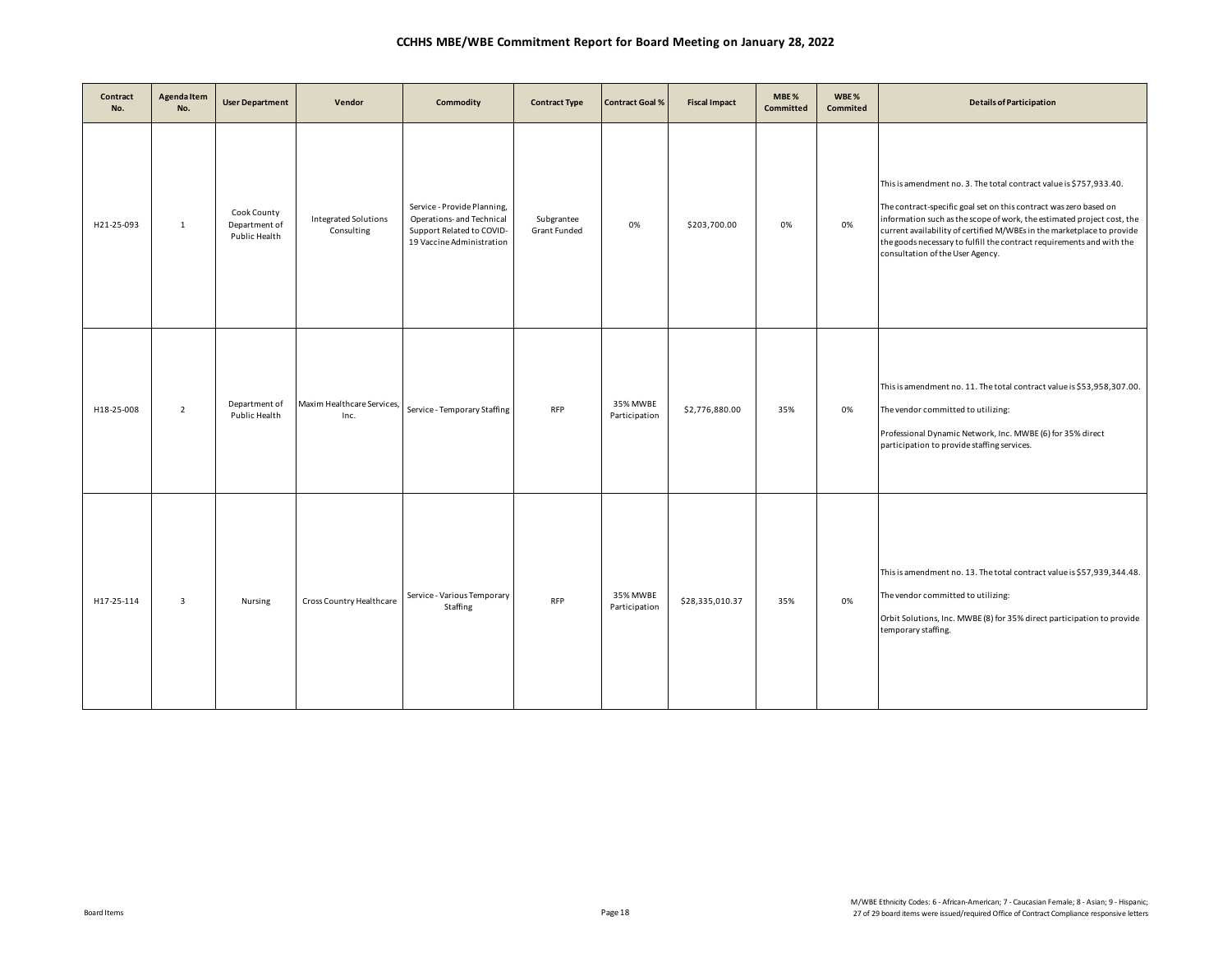# CCHHS MBE/WBE Commitment Report for Board Meeting on January 28, 2022

| Contract No. | Agenda Item No. | User Department | Vendor | Commodity | Contract Type | Contract Goal % | Fiscal Impact | MBE % Committed | WBE % Commited | Details of Participation |
|---|---|---|---|---|---|---|---|---|---|---|
| H21-25-093 | 1 | Cook County Department of Public Health | Integrated Solutions Consulting | Service - Provide Planning, Operations- and Technical Support Related to COVID-19 Vaccine Administration | Subgrantee Grant Funded | 0% | $203,700.00 | 0% | 0% | This is amendment no. 3. The total contract value is $757,933.40.<br><br>The contract-specific goal set on this contract was zero based on information such as the scope of work, the estimated project cost, the current availability of certified M/WBEs in the marketplace to provide the goods necessary to fulfill the contract requirements and with the consultation of the User Agency. |
| H18-25-008 | 2 | Department of Public Health | Maxim Healthcare Services, Inc. | Service - Temporary Staffing | RFP | 35% MWBE Participation | $2,776,880.00 | 35% | 0% | This is amendment no. 11. The total contract value is $53,958,307.00.<br><br>The vendor committed to utilizing:<br><br>Professional Dynamic Network, Inc. MWBE (6) for 35% direct participation to provide staffing services. |
| H17-25-114 | 3 | Nursing | Cross Country Healthcare | Service - Various Temporary Staffing | RFP | 35% MWBE Participation | $28,335,010.37 | 35% | 0% | This is amendment no. 13. The total contract value is $57,939,344.48.<br><br>The vendor committed to utilizing:<br><br>Orbit Solutions, Inc. MWBE (8) for 35% direct participation to provide temporary staffing. |

M/WBE Ethnicity Codes: 6 - African-American; 7 - Caucasian Female; 8 - Asian; 9 - Hispanic;
27 of 29 board items were issued/required Office of Contract Compliance responsive letters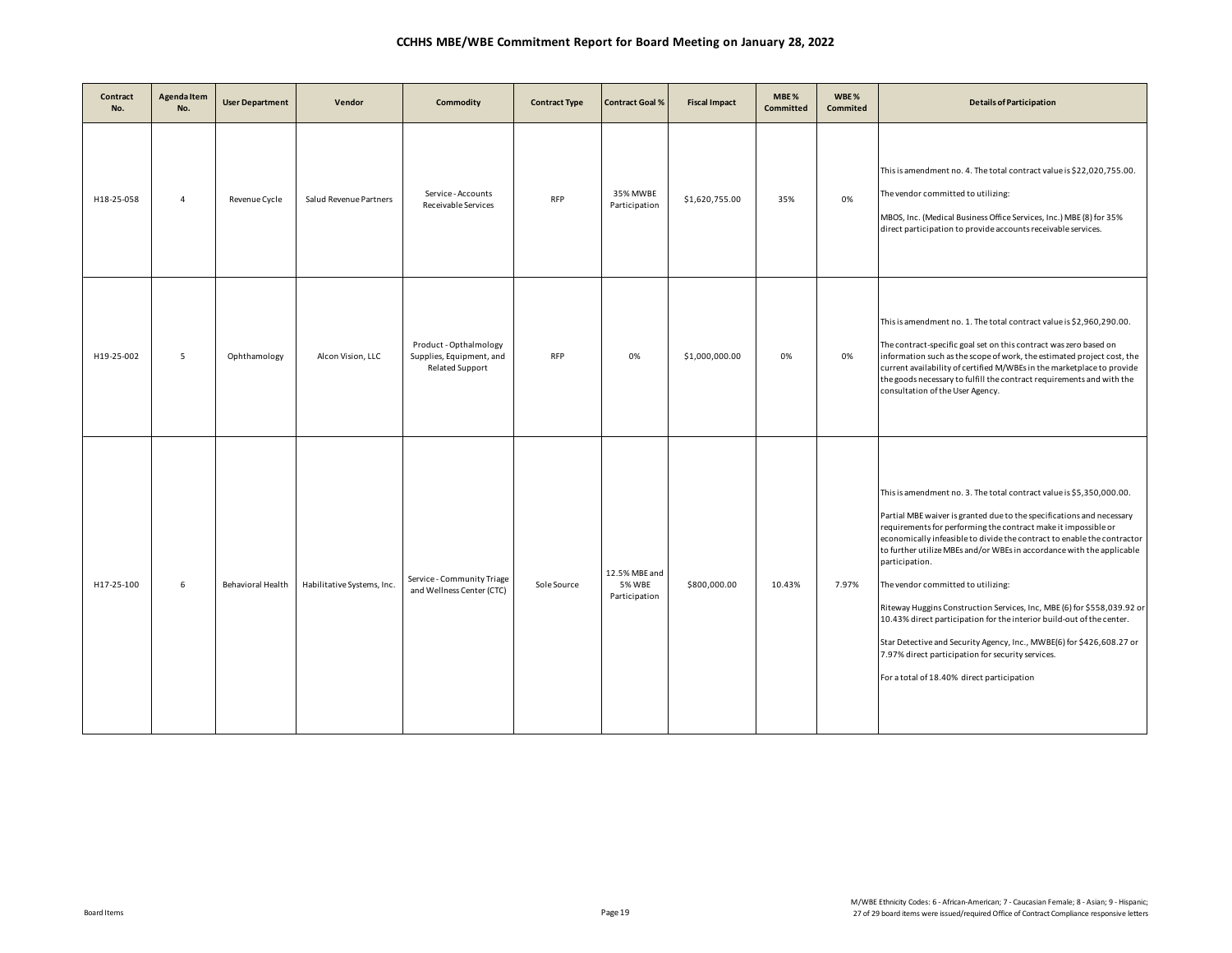# CCHHS MBE/WBE Commitment Report for Board Meeting on January 28, 2022

| Contract No. | Agenda Item No. | User Department | Vendor | Commodity | Contract Type | Contract Goal % | Fiscal Impact | MBE % Committed | WBE % Commited | Details of Participation |
|---|---|---|---|---|---|---|---|---|---|---|
| H18-25-058 | 4 | Revenue Cycle | Salud Revenue Partners | Service - Accounts Receivable Services | RFP | 35% MWBE Participation | $1,620,755.00 | 35% | 0% | This is amendment no. 4. The total contract value is $22,020,755.00.<br><br>The vendor committed to utilizing:<br><br>MBOS, Inc. (Medical Business Office Services, Inc.) MBE (8) for 35% direct participation to provide accounts receivable services. |
| H19-25-002 | 5 | Ophthamology | Alcon Vision, LLC | Product - Opthalmology Supplies, Equipment, and Related Support | RFP | 0% | $1,000,000.00 | 0% | 0% | This is amendment no. 1. The total contract value is $2,960,290.00.<br><br>The contract-specific goal set on this contract was zero based on information such as the scope of work, the estimated project cost, the current availability of certified M/WBEs in the marketplace to provide the goods necessary to fulfill the contract requirements and with the consultation of the User Agency. |
| H17-25-100 | 6 | Behavioral Health | Habilitative Systems, Inc. | Service - Community Triage and Wellness Center (CTC) | Sole Source | 12.5% MBE and 5% WBE Participation | $800,000.00 | 10.43% | 7.97% | This is amendment no. 3. The total contract value is $5,350,000.00.<br><br>Partial MBE waiver is granted due to the specifications and necessary requirements for performing the contract make it impossible or economically infeasible to divide the contract to enable the contractor to further utilize MBEs and/or WBEs in accordance with the applicable participation.<br><br>The vendor committed to utilizing:<br><br>Riteway Huggins Construction Services, Inc, MBE (6) for $558,039.92 or 10.43% direct participation for the interior build-out of the center.<br><br>Star Detective and Security Agency, Inc., MWBE(6) for $426,608.27 or 7.97% direct participation for security services.<br><br>For a total of 18.40% direct participation |

M/WBE Ethnicity Codes: 6 - African-American; 7 - Caucasian Female; 8 - Asian; 9 - Hispanic;
27 of 29 board items were issued/required Office of Contract Compliance responsive letters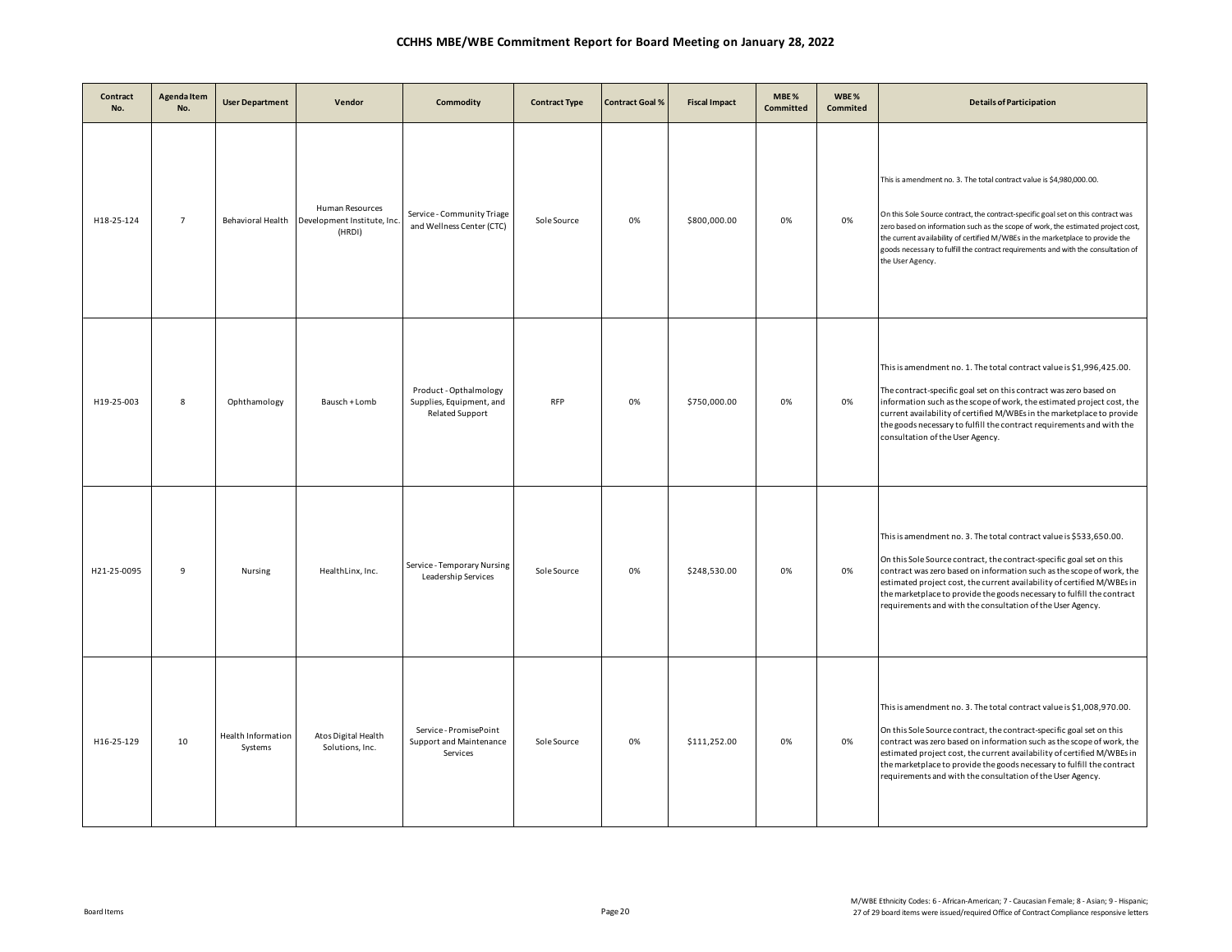# CCHHS MBE/WBE Commitment Report for Board Meeting on January 28, 2022

| Contract No. | Agenda Item No. | User Department | Vendor | Commodity | Contract Type | Contract Goal % | Fiscal Impact | MBE % Committed | WBE % Commited | Details of Participation |
|---|---|---|---|---|---|---|---|---|---|---|
| H18-25-124 | 7 | Behavioral Health | Human Resources Development Institute, Inc. (HRDI) | Service - Community Triage and Wellness Center (CTC) | Sole Source | 0% | $800,000.00 | 0% | 0% | This is amendment no. 3. The total contract value is $4,980,000.00. On this Sole Source contract, the contract-specific goal set on this contract was zero based on information such as the scope of work, the estimated project cost, the current availability of certified M/WBEs in the marketplace to provide the goods necessary to fulfill the contract requirements and with the consultation of the User Agency. |
| H19-25-003 | 8 | Ophthamology | Bausch + Lomb | Product - Opthalmology Supplies, Equipment, and Related Support | RFP | 0% | $750,000.00 | 0% | 0% | This is amendment no. 1. The total contract value is $1,996,425.00. The contract-specific goal set on this contract was zero based on information such as the scope of work, the estimated project cost, the current availability of certified M/WBEs in the marketplace to provide the goods necessary to fulfill the contract requirements and with the consultation of the User Agency. |
| H21-25-0095 | 9 | Nursing | HealthLinx, Inc. | Service - Temporary Nursing Leadership Services | Sole Source | 0% | $248,530.00 | 0% | 0% | This is amendment no. 3. The total contract value is $533,650.00. On this Sole Source contract, the contract-specific goal set on this contract was zero based on information such as the scope of work, the estimated project cost, the current availability of certified M/WBEs in the marketplace to provide the goods necessary to fulfill the contract requirements and with the consultation of the User Agency. |
| H16-25-129 | 10 | Health Information Systems | Atos Digital Health Solutions, Inc. | Service - PromisePoint Support and Maintenance Services | Sole Source | 0% | $111,252.00 | 0% | 0% | This is amendment no. 3. The total contract value is $1,008,970.00. On this Sole Source contract, the contract-specific goal set on this contract was zero based on information such as the scope of work, the estimated project cost, the current availability of certified M/WBEs in the marketplace to provide the goods necessary to fulfill the contract requirements and with the consultation of the User Agency. |

Board Items

M/WBE Ethnicity Codes: 6 - African-American; 7 - Caucasian Female; 8 - Asian; 9 - Hispanic;
27 of 29 board items were issued/required Office of Contract Compliance responsive letters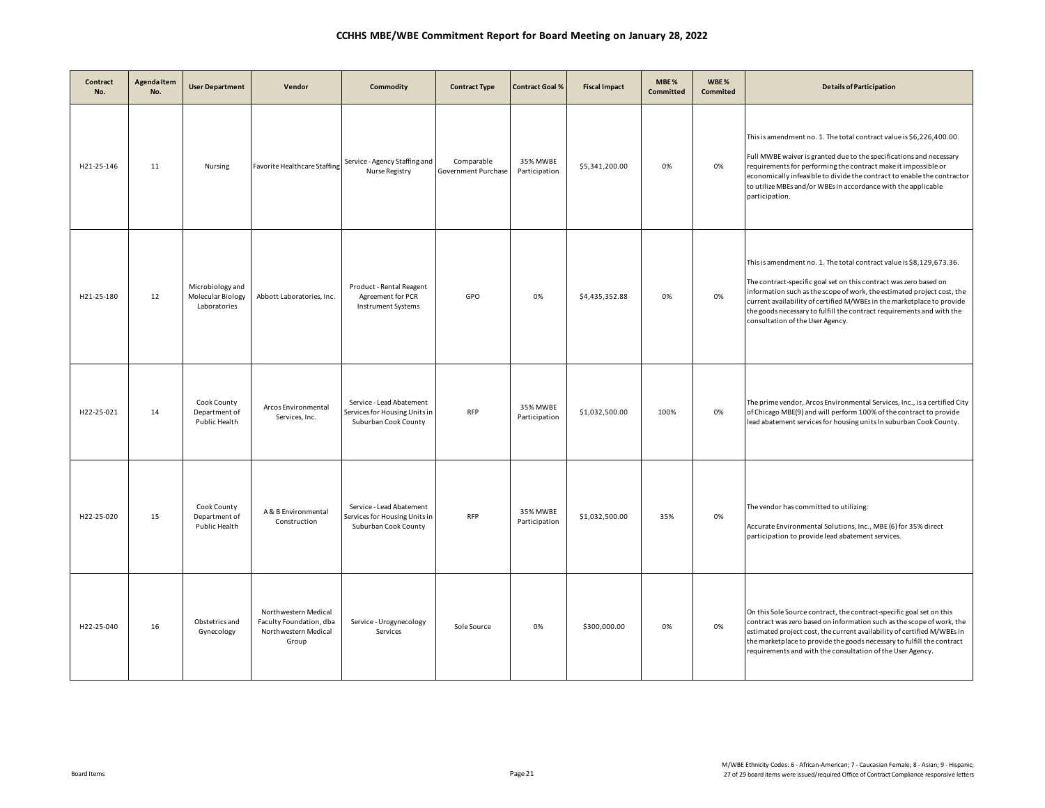# CCHHS MBE/WBE Commitment Report for Board Meeting on January 28, 2022

| Contract No. | Agenda Item No. | User Department | Vendor | Commodity | Contract Type | Contract Goal % | Fiscal Impact | MBE % Committed | WBE % Commited | Details of Participation |
|---|---|---|---|---|---|---|---|---|---|---|
| H21-25-146 | 11 | Nursing | Favorite Healthcare Staffing | Service - Agency Staffing and Nurse Registry | Comparable Government Purchase | 35% MWBE Participation | $5,341,200.00 | 0% | 0% | This is amendment no. 1. The total contract value is $6,226,400.00. Full MWBE waiver is granted due to the specifications and necessary requirements for performing the contract make it impossible or economically infeasible to divide the contract to enable the contractor to utilize MBEs and/or WBEs in accordance with the applicable participation. |
| H21-25-180 | 12 | Microbiology and Molecular Biology Laboratories | Abbott Laboratories, Inc. | Product - Rental Reagent Agreement for PCR Instrument Systems | GPO | 0% | $4,435,352.88 | 0% | 0% | This is amendment no. 1. The total contract value is $8,129,673.36. The contract-specific goal set on this contract was zero based on information such as the scope of work, the estimated project cost, the current availability of certified M/WBEs in the marketplace to provide the goods necessary to fulfill the contract requirements and with the consultation of the User Agency. |
| H22-25-021 | 14 | Cook County Department of Public Health | Arcos Environmental Services, Inc. | Service - Lead Abatement Services for Housing Units in Suburban Cook County | RFP | 35% MWBE Participation | $1,032,500.00 | 100% | 0% | The prime vendor, Arcos Environmental Services, Inc., is a certified City of Chicago MBE(9) and will perform 100% of the contract to provide lead abatement services for housing units In suburban Cook County. |
| H22-25-020 | 15 | Cook County Department of Public Health | A & B Environmental Construction | Service - Lead Abatement Services for Housing Units in Suburban Cook County | RFP | 35% MWBE Participation | $1,032,500.00 | 35% | 0% | The vendor has committed to utilizing: Accurate Environmental Solutions, Inc., MBE (6) for 35% direct participation to provide lead abatement services. |
| H22-25-040 | 16 | Obstetrics and Gynecology | Northwestern Medical Faculty Foundation, dba Northwestern Medical Group | Service - Urogynecology Services | Sole Source | 0% | $300,000.00 | 0% | 0% | On this Sole Source contract, the contract-specific goal set on this contract was zero based on information such as the scope of work, the estimated project cost, the current availability of certified M/WBEs in the marketplace to provide the goods necessary to fulfill the contract requirements and with the consultation of the User Agency. |

M/WBE Ethnicity Codes: 6 - African-American; 7 - Caucasian Female; 8 - Asian; 9 - Hispanic;
27 of 29 board items were issued/required Office of Contract Compliance responsive letters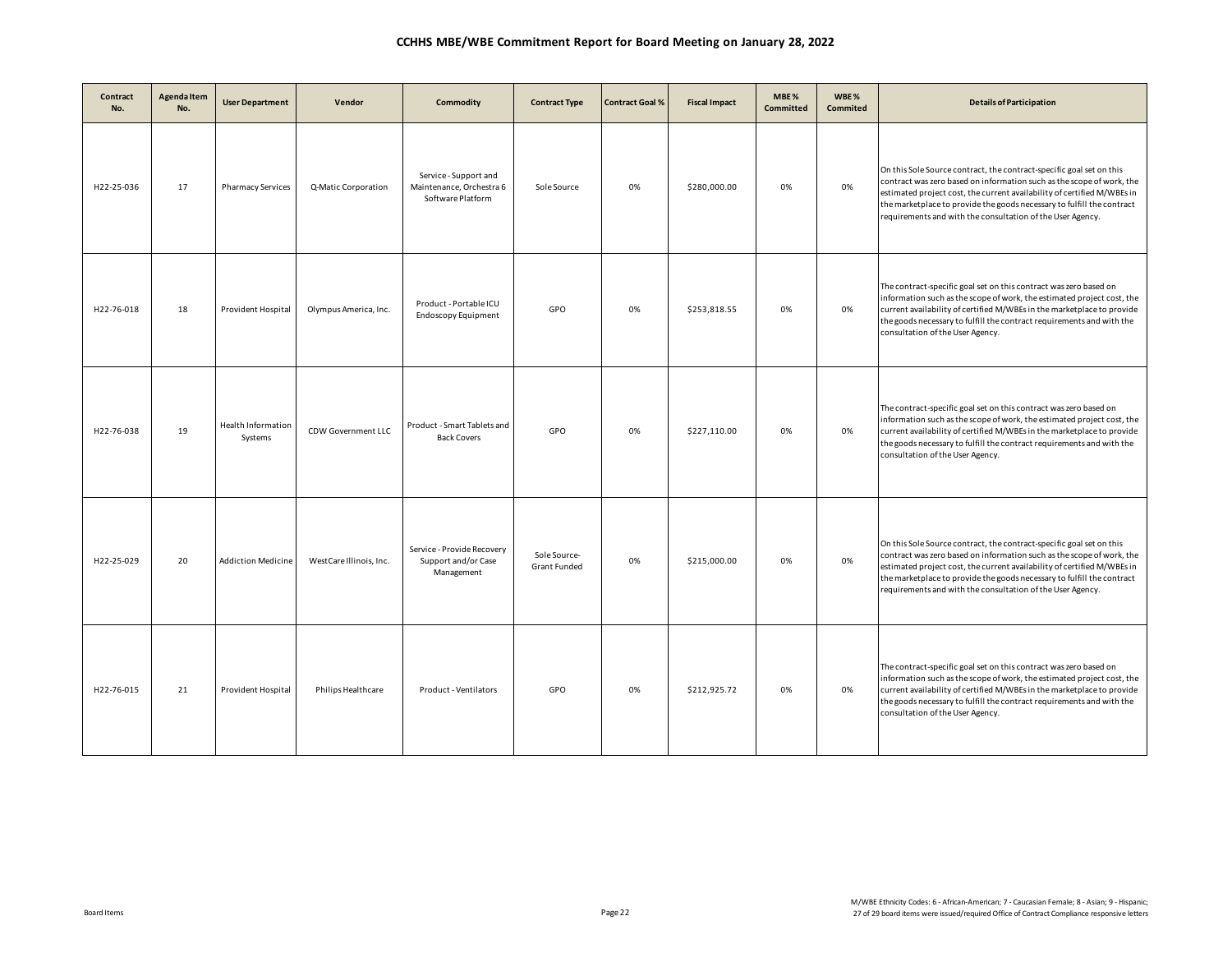# CCHHS MBE/WBE Commitment Report for Board Meeting on January 28, 2022

| Contract No. | Agenda Item No. | User Department | Vendor | Commodity | Contract Type | Contract Goal % | Fiscal Impact | MBE % Committed | WBE % Commited | Details of Participation |
|---|---|---|---|---|---|---|---|---|---|---|
| H22-25-036 | 17 | Pharmacy Services | Q-Matic Corporation | Service - Support and Maintenance, Orchestra 6 Software Platform | Sole Source | 0% | $280,000.00 | 0% | 0% | On this Sole Source contract, the contract-specific goal set on this contract was zero based on information such as the scope of work, the estimated project cost, the current availability of certified M/WBEs in the marketplace to provide the goods necessary to fulfill the contract requirements and with the consultation of the User Agency. |
| H22-76-018 | 18 | Provident Hospital | Olympus America, Inc. | Product - Portable ICU Endoscopy Equipment | GPO | 0% | $253,818.55 | 0% | 0% | The contract-specific goal set on this contract was zero based on information such as the scope of work, the estimated project cost, the current availability of certified M/WBEs in the marketplace to provide the goods necessary to fulfill the contract requirements and with the consultation of the User Agency. |
| H22-76-038 | 19 | Health Information Systems | CDW Government LLC | Product - Smart Tablets and Back Covers | GPO | 0% | $227,110.00 | 0% | 0% | The contract-specific goal set on this contract was zero based on information such as the scope of work, the estimated project cost, the current availability of certified M/WBEs in the marketplace to provide the goods necessary to fulfill the contract requirements and with the consultation of the User Agency. |
| H22-25-029 | 20 | Addiction Medicine | WestCare Illinois, Inc. | Service - Provide Recovery Support and/or Case Management | Sole Source- Grant Funded | 0% | $215,000.00 | 0% | 0% | On this Sole Source contract, the contract-specific goal set on this contract was zero based on information such as the scope of work, the estimated project cost, the current availability of certified M/WBEs in the marketplace to provide the goods necessary to fulfill the contract requirements and with the consultation of the User Agency. |
| H22-76-015 | 21 | Provident Hospital | Philips Healthcare | Product - Ventilators | GPO | 0% | $212,925.72 | 0% | 0% | The contract-specific goal set on this contract was zero based on information such as the scope of work, the estimated project cost, the current availability of certified M/WBEs in the marketplace to provide the goods necessary to fulfill the contract requirements and with the consultation of the User Agency. |

M/WBE Ethnicity Codes: 6 - African-American; 7 - Caucasian Female; 8 - Asian; 9 - Hispanic;
27 of 29 board items were issued/required Office of Contract Compliance responsive letters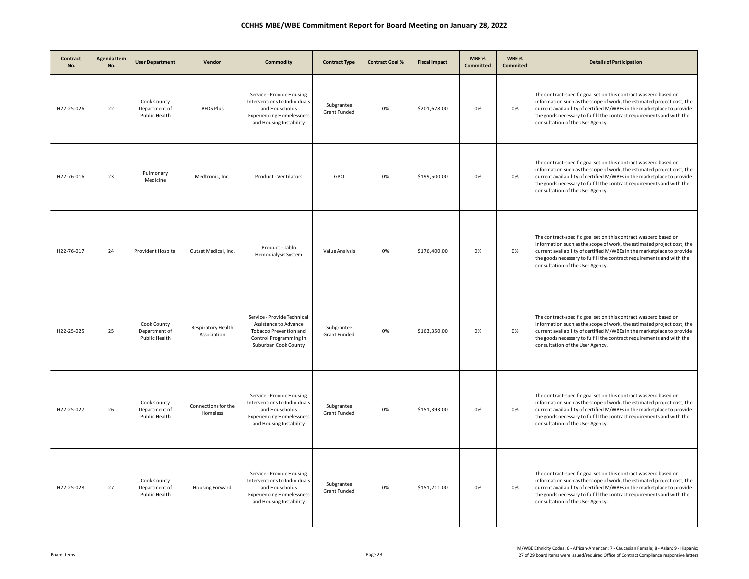## CCHHS MBE/WBE Commitment Report for Board Meeting on January 28, 2022

| Contract No. | Agenda Item No. | User Department | Vendor | Commodity | Contract Type | Contract Goal % | Fiscal Impact | MBE % Committed | WBE % Commited | Details of Participation |
|---|---|---|---|---|---|---|---|---|---|---|
| H22-25-026 | 22 | Cook County Department of Public Health | BEDS Plus | Service - Provide Housing Interventions to Individuals and Households Experiencing Homelessness and Housing Instability | Subgrantee Grant Funded | 0% | $201,678.00 | 0% | 0% | The contract-specific goal set on this contract was zero based on information such as the scope of work, the estimated project cost, the current availability of certified M/WBEs in the marketplace to provide the goods necessary to fulfill the contract requirements and with the consultation of the User Agency. |
| H22-76-016 | 23 | Pulmonary Medicine | Medtronic, Inc. | Product - Ventilators | GPO | 0% | $199,500.00 | 0% | 0% | The contract-specific goal set on this contract was zero based on information such as the scope of work, the estimated project cost, the current availability of certified M/WBEs in the marketplace to provide the goods necessary to fulfill the contract requirements and with the consultation of the User Agency. |
| H22-76-017 | 24 | Provident Hospital | Outset Medical, Inc. | Product - Tablo Hemodialysis System | Value Analysis | 0% | $176,400.00 | 0% | 0% | The contract-specific goal set on this contract was zero based on information such as the scope of work, the estimated project cost, the current availability of certified M/WBEs in the marketplace to provide the goods necessary to fulfill the contract requirements and with the consultation of the User Agency. |
| H22-25-025 | 25 | Cook County Department of Public Health | Respiratory Health Association | Service - Provide Technical Assistance to Advance Tobacco Prevention and Control Programming in Suburban Cook County | Subgrantee Grant Funded | 0% | $163,350.00 | 0% | 0% | The contract-specific goal set on this contract was zero based on information such as the scope of work, the estimated project cost, the current availability of certified M/WBEs in the marketplace to provide the goods necessary to fulfill the contract requirements and with the consultation of the User Agency. |
| H22-25-027 | 26 | Cook County Department of Public Health | Connections for the Homeless | Service - Provide Housing Interventions to Individuals and Households Experiencing Homelessness and Housing Instability | Subgrantee Grant Funded | 0% | $151,393.00 | 0% | 0% | The contract-specific goal set on this contract was zero based on information such as the scope of work, the estimated project cost, the current availability of certified M/WBEs in the marketplace to provide the goods necessary to fulfill the contract requirements and with the consultation of the User Agency. |
| H22-25-028 | 27 | Cook County Department of Public Health | Housing Forward | Service - Provide Housing Interventions to Individuals and Households Experiencing Homelessness and Housing Instability | Subgrantee Grant Funded | 0% | $151,211.00 | 0% | 0% | The contract-specific goal set on this contract was zero based on information such as the scope of work, the estimated project cost, the current availability of certified M/WBEs in the marketplace to provide the goods necessary to fulfill the contract requirements and with the consultation of the User Agency. |

M/WBE Ethnicity Codes: 6 - African-American; 7 - Caucasian Female; 8 - Asian; 9 - Hispanic;
27 of 29 board items were issued/required Office of Contract Compliance responsive letters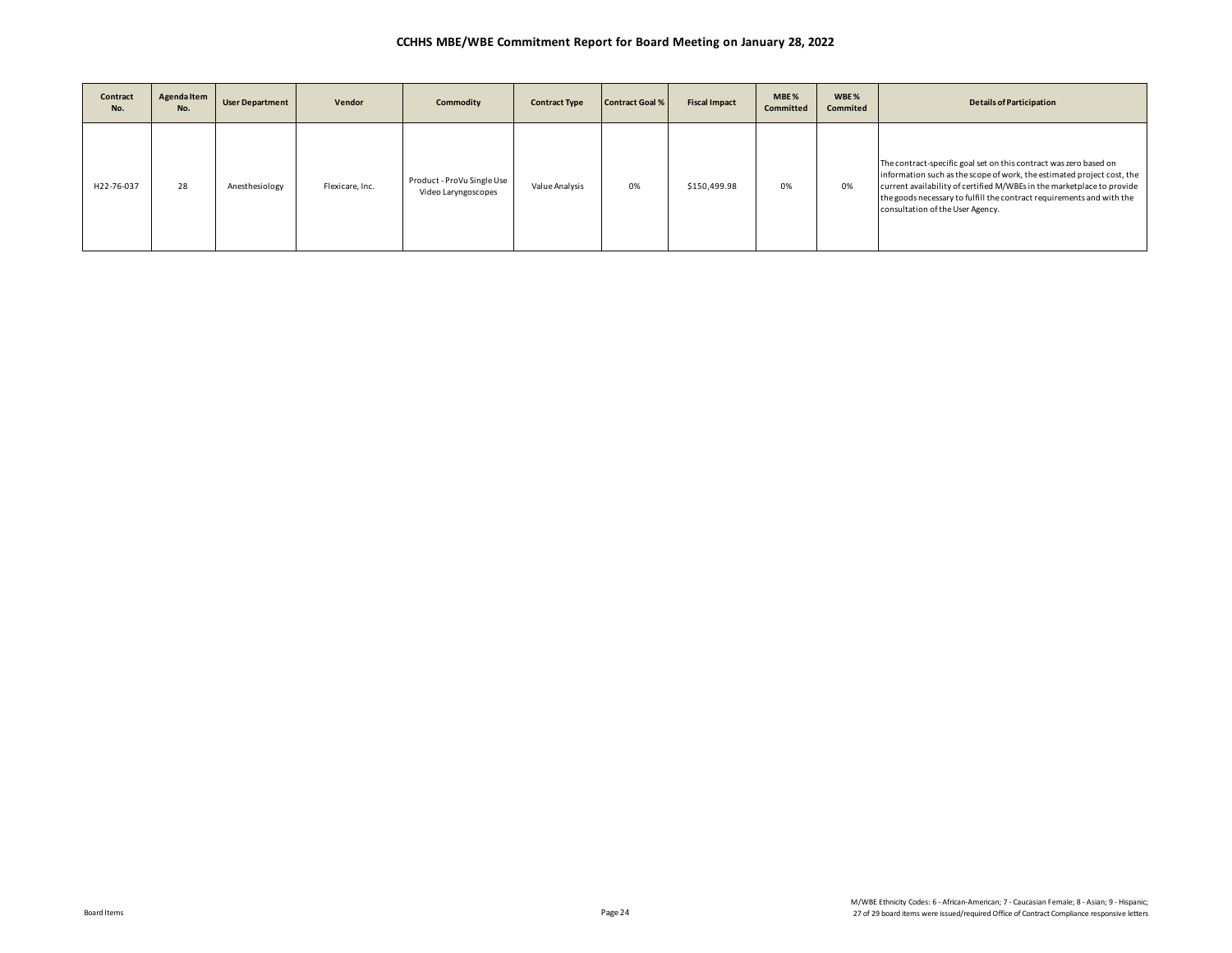## CCHHS MBE/WBE Commitment Report for Board Meeting on January 28, 2022

| Contract No. | Agenda Item No. | User Department | Vendor | Commodity | Contract Type | Contract Goal % | Fiscal Impact | MBE % Committed | WBE % Commited | Details of Participation |
|---|---|---|---|---|---|---|---|---|---|---|
| H22-76-037 | 28 | Anesthesiology | Flexicare, Inc. | Product - ProVu Single Use Video Laryngoscopes | Value Analysis | 0% | $150,499.98 | 0% | 0% | The contract-specific goal set on this contract was zero based on information such as the scope of work, the estimated project cost, the current availability of certified M/WBEs in the marketplace to provide the goods necessary to fulfill the contract requirements and with the consultation of the User Agency. |

M/WBE Ethnicity Codes: 6 - African-American; 7 - Caucasian Female; 8 - Asian; 9 - Hispanic;
27 of 29 board items were issued/required Office of Contract Compliance responsive letters